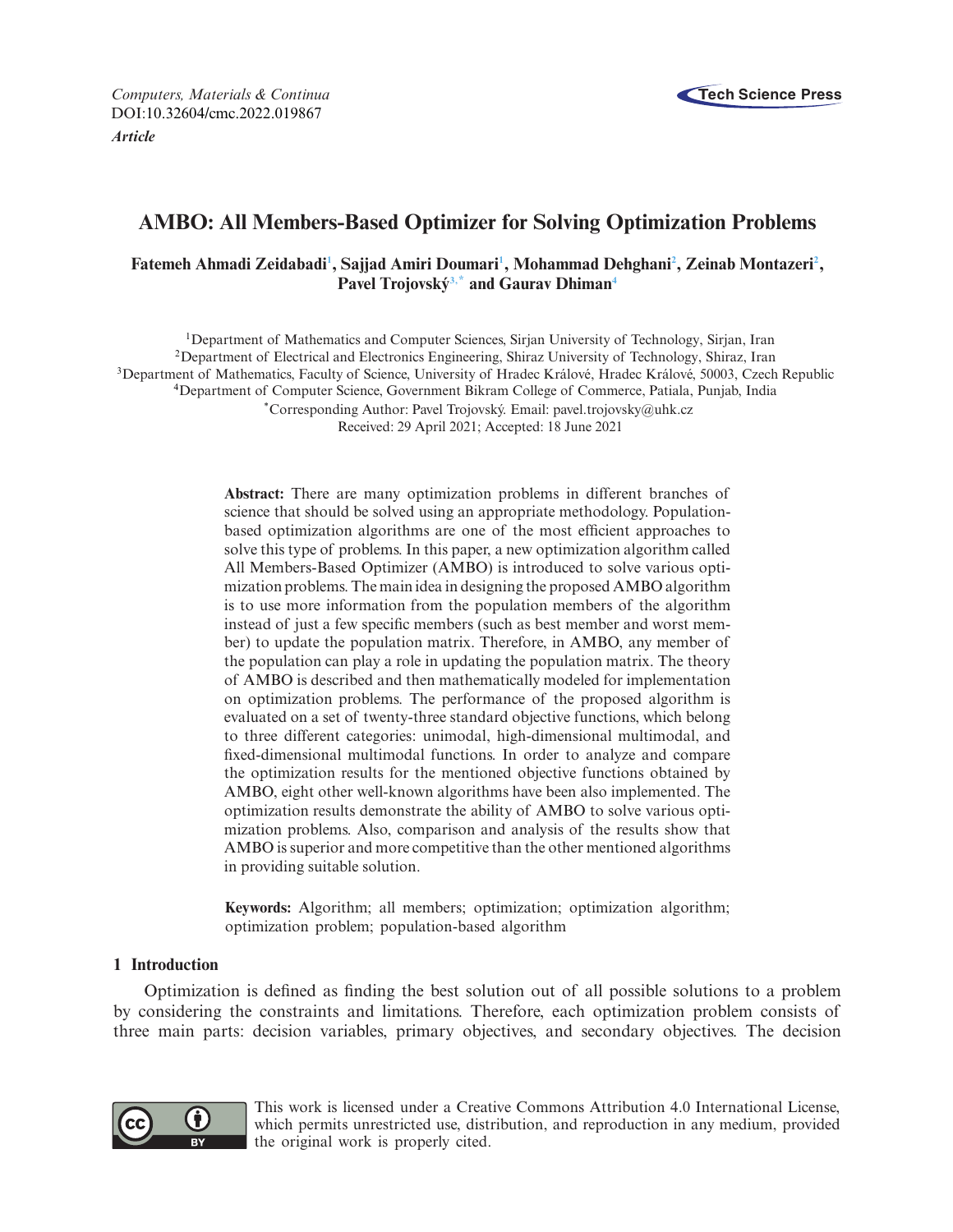*Computers, Materials & Continua*
DOI:10.32604/cmc.2022.019867
***Article***

# AMBO: All Members-Based Optimizer for Solving Optimization Problems

**Fatemeh Ahmadi Zeidabadi[1], Sajjad Amiri Doumari[1], Mohammad Dehghani[2], Zeinab Montazeri[2], Pavel Trojovský[3,*] and Gaurav Dhiman[4]**

[1]Department of Mathematics and Computer Sciences, Sirjan University of Technology, Sirjan, Iran
[2]Department of Electrical and Electronics Engineering, Shiraz University of Technology, Shiraz, Iran
[3]Department of Mathematics, Faculty of Science, University of Hradec Králové, Hradec Králové, 50003, Czech Republic
[4]Department of Computer Science, Government Bikram College of Commerce, Patiala, Punjab, India
[*]Corresponding Author: Pavel Trojovský. Email: pavel.trojovsky@uhk.cz
Received: 29 April 2021; Accepted: 18 June 2021

**Abstract:** There are many optimization problems in different branches of science that should be solved using an appropriate methodology. Population-based optimization algorithms are one of the most efficient approaches to solve this type of problems. In this paper, a new optimization algorithm called All Members-Based Optimizer (AMBO) is introduced to solve various optimization problems. The main idea in designing the proposed AMBO algorithm is to use more information from the population members of the algorithm instead of just a few specific members (such as best member and worst member) to update the population matrix. Therefore, in AMBO, any member of the population can play a role in updating the population matrix. The theory of AMBO is described and then mathematically modeled for implementation on optimization problems. The performance of the proposed algorithm is evaluated on a set of twenty-three standard objective functions, which belong to three different categories: unimodal, high-dimensional multimodal, and fixed-dimensional multimodal functions. In order to analyze and compare the optimization results for the mentioned objective functions obtained by AMBO, eight other well-known algorithms have been also implemented. The optimization results demonstrate the ability of AMBO to solve various optimization problems. Also, comparison and analysis of the results show that AMBO is superior and more competitive than the other mentioned algorithms in providing suitable solution.

**Keywords:** Algorithm; all members; optimization; optimization algorithm; optimization problem; population-based algorithm

## 1 Introduction

Optimization is defined as finding the best solution out of all possible solutions to a problem by considering the constraints and limitations. Therefore, each optimization problem consists of three main parts: decision variables, primary objectives, and secondary objectives. The decision

This work is licensed under a Creative Commons Attribution 4.0 International License, which permits unrestricted use, distribution, and reproduction in any medium, provided the original work is properly cited.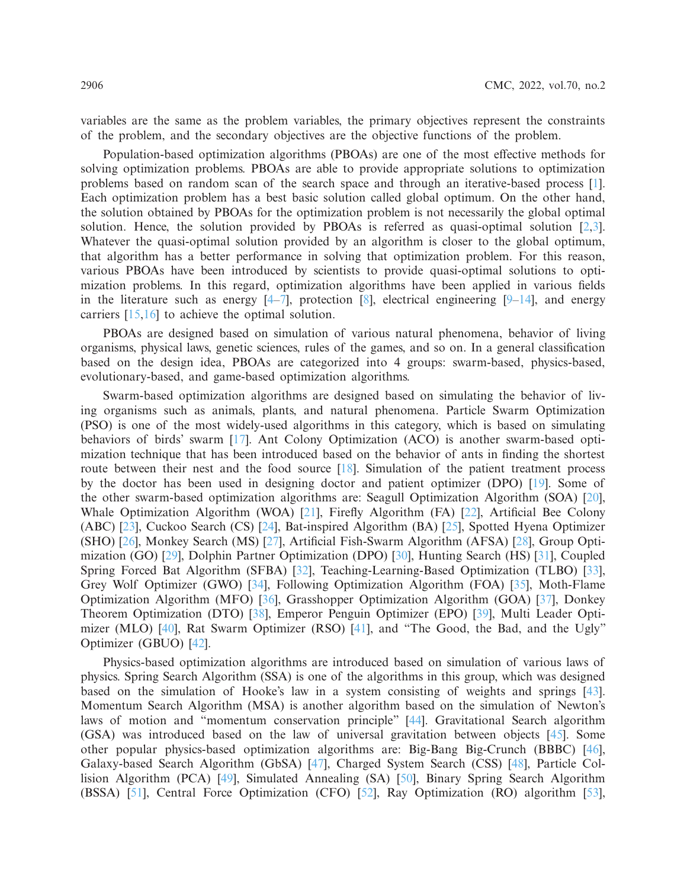variables are the same as the problem variables, the primary objectives represent the constraints of the problem, and the secondary objectives are the objective functions of the problem.

Population-based optimization algorithms (PBOAs) are one of the most effective methods for solving optimization problems. PBOAs are able to provide appropriate solutions to optimization problems based on random scan of the search space and through an iterative-based process [1]. Each optimization problem has a best basic solution called global optimum. On the other hand, the solution obtained by PBOAs for the optimization problem is not necessarily the global optimal solution. Hence, the solution provided by PBOAs is referred as quasi-optimal solution [2,3]. Whatever the quasi-optimal solution provided by an algorithm is closer to the global optimum, that algorithm has a better performance in solving that optimization problem. For this reason, various PBOAs have been introduced by scientists to provide quasi-optimal solutions to optimization problems. In this regard, optimization algorithms have been applied in various fields in the literature such as energy [4–7], protection [8], electrical engineering [9–14], and energy carriers [15,16] to achieve the optimal solution.

PBOAs are designed based on simulation of various natural phenomena, behavior of living organisms, physical laws, genetic sciences, rules of the games, and so on. In a general classification based on the design idea, PBOAs are categorized into 4 groups: swarm-based, physics-based, evolutionary-based, and game-based optimization algorithms.

Swarm-based optimization algorithms are designed based on simulating the behavior of living organisms such as animals, plants, and natural phenomena. Particle Swarm Optimization (PSO) is one of the most widely-used algorithms in this category, which is based on simulating behaviors of birds' swarm [17]. Ant Colony Optimization (ACO) is another swarm-based optimization technique that has been introduced based on the behavior of ants in finding the shortest route between their nest and the food source [18]. Simulation of the patient treatment process by the doctor has been used in designing doctor and patient optimizer (DPO) [19]. Some of the other swarm-based optimization algorithms are: Seagull Optimization Algorithm (SOA) [20], Whale Optimization Algorithm (WOA) [21], Firefly Algorithm (FA) [22], Artificial Bee Colony (ABC) [23], Cuckoo Search (CS) [24], Bat-inspired Algorithm (BA) [25], Spotted Hyena Optimizer (SHO) [26], Monkey Search (MS) [27], Artificial Fish-Swarm Algorithm (AFSA) [28], Group Optimization (GO) [29], Dolphin Partner Optimization (DPO) [30], Hunting Search (HS) [31], Coupled Spring Forced Bat Algorithm (SFBA) [32], Teaching-Learning-Based Optimization (TLBO) [33], Grey Wolf Optimizer (GWO) [34], Following Optimization Algorithm (FOA) [35], Moth-Flame Optimization Algorithm (MFO) [36], Grasshopper Optimization Algorithm (GOA) [37], Donkey Theorem Optimization (DTO) [38], Emperor Penguin Optimizer (EPO) [39], Multi Leader Optimizer (MLO) [40], Rat Swarm Optimizer (RSO) [41], and "The Good, the Bad, and the Ugly" Optimizer (GBUO) [42].

Physics-based optimization algorithms are introduced based on simulation of various laws of physics. Spring Search Algorithm (SSA) is one of the algorithms in this group, which was designed based on the simulation of Hooke's law in a system consisting of weights and springs [43]. Momentum Search Algorithm (MSA) is another algorithm based on the simulation of Newton's laws of motion and "momentum conservation principle" [44]. Gravitational Search algorithm (GSA) was introduced based on the law of universal gravitation between objects [45]. Some other popular physics-based optimization algorithms are: Big-Bang Big-Crunch (BBBC) [46], Galaxy-based Search Algorithm (GbSA) [47], Charged System Search (CSS) [48], Particle Collision Algorithm (PCA) [49], Simulated Annealing (SA) [50], Binary Spring Search Algorithm (BSSA) [51], Central Force Optimization (CFO) [52], Ray Optimization (RO) algorithm [53],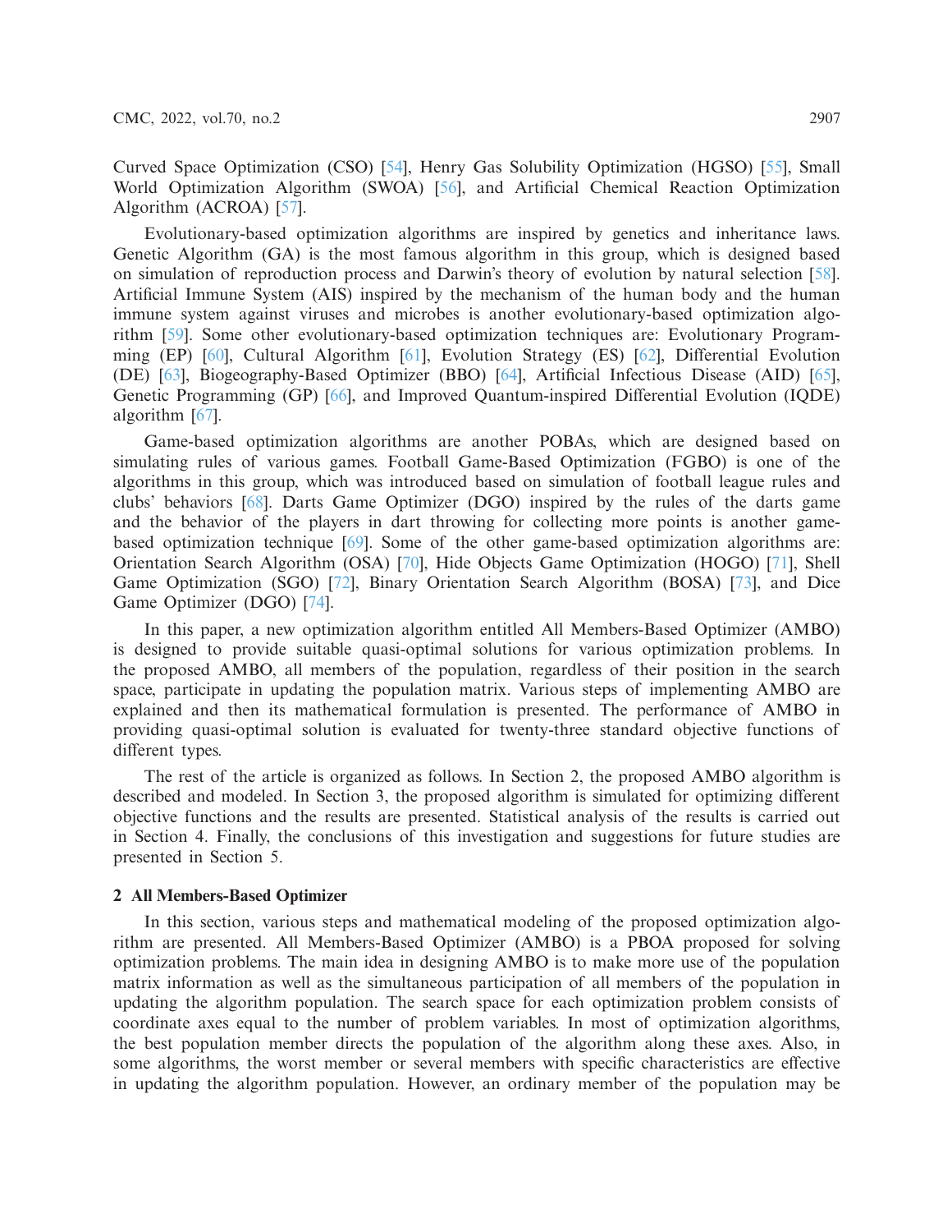Curved Space Optimization (CSO) [54], Henry Gas Solubility Optimization (HGSO) [55], Small World Optimization Algorithm (SWOA) [56], and Artificial Chemical Reaction Optimization Algorithm (ACROA) [57].

Evolutionary-based optimization algorithms are inspired by genetics and inheritance laws. Genetic Algorithm (GA) is the most famous algorithm in this group, which is designed based on simulation of reproduction process and Darwin's theory of evolution by natural selection [58]. Artificial Immune System (AIS) inspired by the mechanism of the human body and the human immune system against viruses and microbes is another evolutionary-based optimization algorithm [59]. Some other evolutionary-based optimization techniques are: Evolutionary Programming (EP) [60], Cultural Algorithm [61], Evolution Strategy (ES) [62], Differential Evolution (DE) [63], Biogeography-Based Optimizer (BBO) [64], Artificial Infectious Disease (AID) [65], Genetic Programming (GP) [66], and Improved Quantum-inspired Differential Evolution (IQDE) algorithm [67].

Game-based optimization algorithms are another POBAs, which are designed based on simulating rules of various games. Football Game-Based Optimization (FGBO) is one of the algorithms in this group, which was introduced based on simulation of football league rules and clubs' behaviors [68]. Darts Game Optimizer (DGO) inspired by the rules of the darts game and the behavior of the players in dart throwing for collecting more points is another game-based optimization technique [69]. Some of the other game-based optimization algorithms are: Orientation Search Algorithm (OSA) [70], Hide Objects Game Optimization (HOGO) [71], Shell Game Optimization (SGO) [72], Binary Orientation Search Algorithm (BOSA) [73], and Dice Game Optimizer (DGO) [74].

In this paper, a new optimization algorithm entitled All Members-Based Optimizer (AMBO) is designed to provide suitable quasi-optimal solutions for various optimization problems. In the proposed AMBO, all members of the population, regardless of their position in the search space, participate in updating the population matrix. Various steps of implementing AMBO are explained and then its mathematical formulation is presented. The performance of AMBO in providing quasi-optimal solution is evaluated for twenty-three standard objective functions of different types.

The rest of the article is organized as follows. In Section 2, the proposed AMBO algorithm is described and modeled. In Section 3, the proposed algorithm is simulated for optimizing different objective functions and the results are presented. Statistical analysis of the results is carried out in Section 4. Finally, the conclusions of this investigation and suggestions for future studies are presented in Section 5.

## 2 All Members-Based Optimizer

In this section, various steps and mathematical modeling of the proposed optimization algorithm are presented. All Members-Based Optimizer (AMBO) is a PBOA proposed for solving optimization problems. The main idea in designing AMBO is to make more use of the population matrix information as well as the simultaneous participation of all members of the population in updating the algorithm population. The search space for each optimization problem consists of coordinate axes equal to the number of problem variables. In most of optimization algorithms, the best population member directs the population of the algorithm along these axes. Also, in some algorithms, the worst member or several members with specific characteristics are effective in updating the algorithm population. However, an ordinary member of the population may be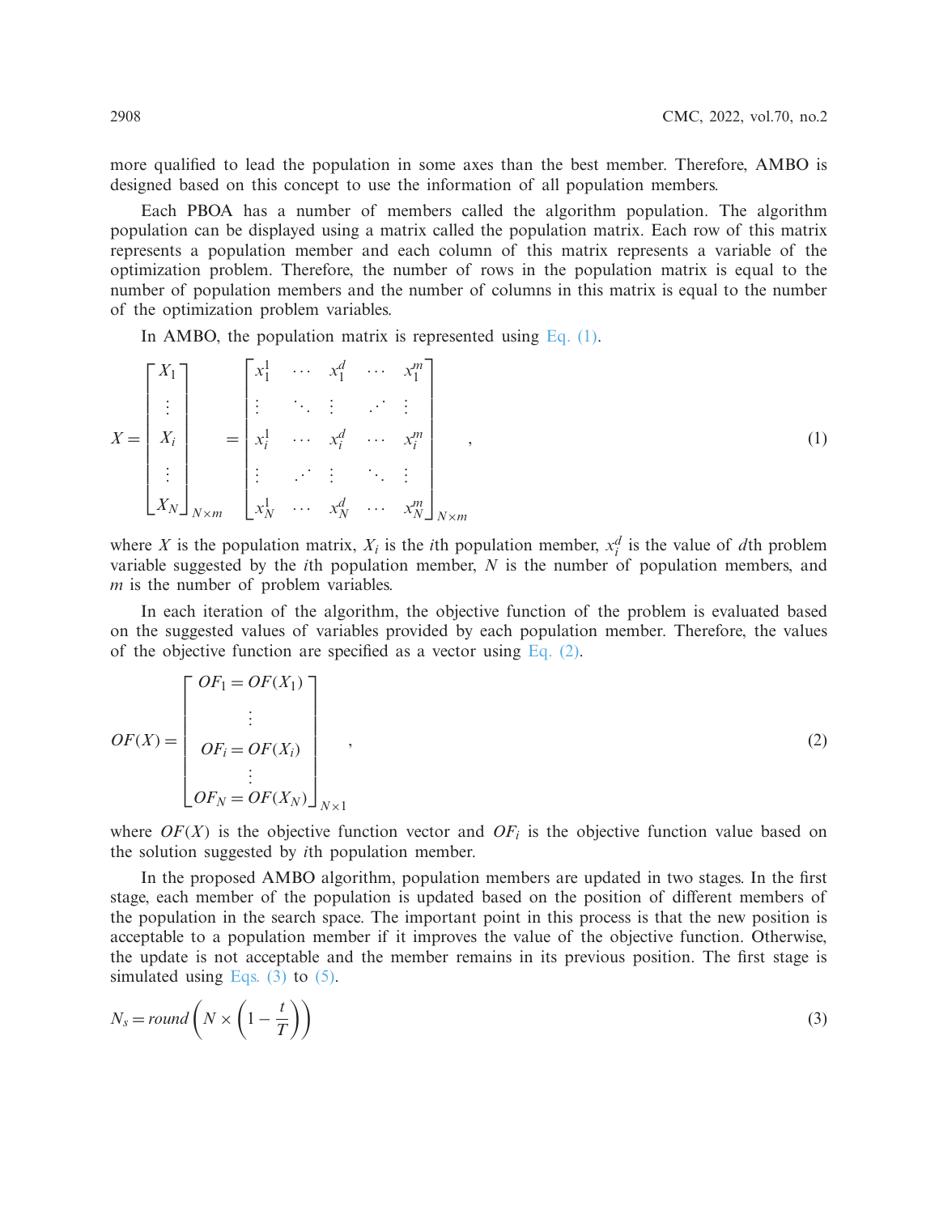more qualified to lead the population in some axes than the best member. Therefore, AMBO is designed based on this concept to use the information of all population members.

Each PBOA has a number of members called the algorithm population. The algorithm population can be displayed using a matrix called the population matrix. Each row of this matrix represents a population member and each column of this matrix represents a variable of the optimization problem. Therefore, the number of rows in the population matrix is equal to the number of population members and the number of columns in this matrix is equal to the number of the optimization problem variables.

In AMBO, the population matrix is represented using Eq. (1).

$$X = \begin{bmatrix} X_1 \\ \vdots \\ X_i \\ \vdots \\ X_N \end{bmatrix}_{N\times m} = \begin{bmatrix} x_1^1 & \cdots & x_1^d & \cdots & x_1^m \\ \vdots & \ddots & \vdots & \iddots & \vdots \\ x_i^1 & \cdots & x_i^d & \cdots & x_i^m \\ \vdots & \iddots & \vdots & \ddots & \vdots \\ x_N^1 & \cdots & x_N^d & \cdots & x_N^m \end{bmatrix}_{N\times m}, \tag{1}$$

where $X$ is the population matrix, $X_i$ is the $i$th population member, $x_i^d$ is the value of $d$th problem variable suggested by the $i$th population member, $N$ is the number of population members, and $m$ is the number of problem variables.

In each iteration of the algorithm, the objective function of the problem is evaluated based on the suggested values of variables provided by each population member. Therefore, the values of the objective function are specified as a vector using Eq. (2).

$$OF(X) = \begin{bmatrix} OF_1 = OF(X_1) \\ \vdots \\ OF_i = OF(X_i) \\ \vdots \\ OF_N = OF(X_N) \end{bmatrix}_{N\times 1}, \tag{2}$$

where $OF(X)$ is the objective function vector and $OF_i$ is the objective function value based on the solution suggested by $i$th population member.

In the proposed AMBO algorithm, population members are updated in two stages. In the first stage, each member of the population is updated based on the position of different members of the population in the search space. The important point in this process is that the new position is acceptable to a population member if it improves the value of the objective function. Otherwise, the update is not acceptable and the member remains in its previous position. The first stage is simulated using Eqs. (3) to (5).

$$N_s = round\left(N \times \left(1 - \frac{t}{T}\right)\right) \tag{3}$$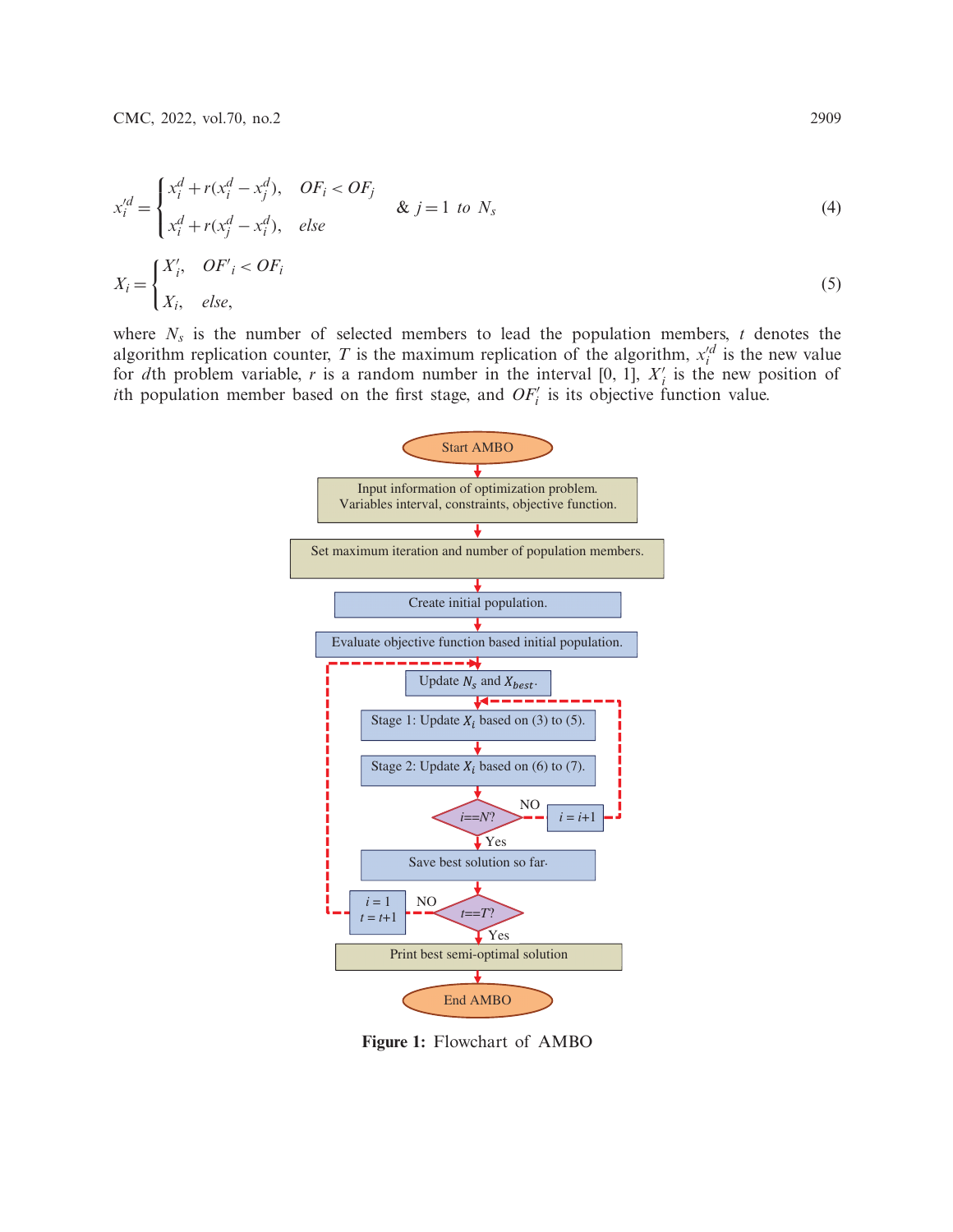$$x_i'^d = \begin{cases} x_i^d + r(x_i^d - x_j^d), & OF_i < OF_j \\ x_i^d + r(x_j^d - x_i^d), & else \end{cases} \quad \& \ j = 1 \ to \ N_s \tag{4}$$

$$X_i = \begin{cases} X_i', & OF'_i < OF_i \\ X_i, & else, \end{cases} \tag{5}$$

where $N_s$ is the number of selected members to lead the population members, $t$ denotes the algorithm replication counter, $T$ is the maximum replication of the algorithm, $x_i'^d$ is the new value for $d$th problem variable, $r$ is a random number in the interval [0, 1], $X_i'$ is the new position of $i$th population member based on the first stage, and $OF_i'$ is its objective function value.

Start AMBO

Input information of optimization problem. Variables interval, constraints, objective function.

Set maximum iteration and number of population members.

Create initial population.

Evaluate objective function based initial population.

Update $N_s$ and $X_{best}$.

Stage 1: Update $X_i$ based on (3) to (5).

Stage 2: Update $X_i$ based on (6) to (7).

$i==N$? — NO: $i = i+1$ — Yes:

Save best solution so far.

$t==T$? — NO: $i = 1$, $t = t+1$ — Yes:

Print best semi-optimal solution

End AMBO

**Figure 1:** Flowchart of AMBO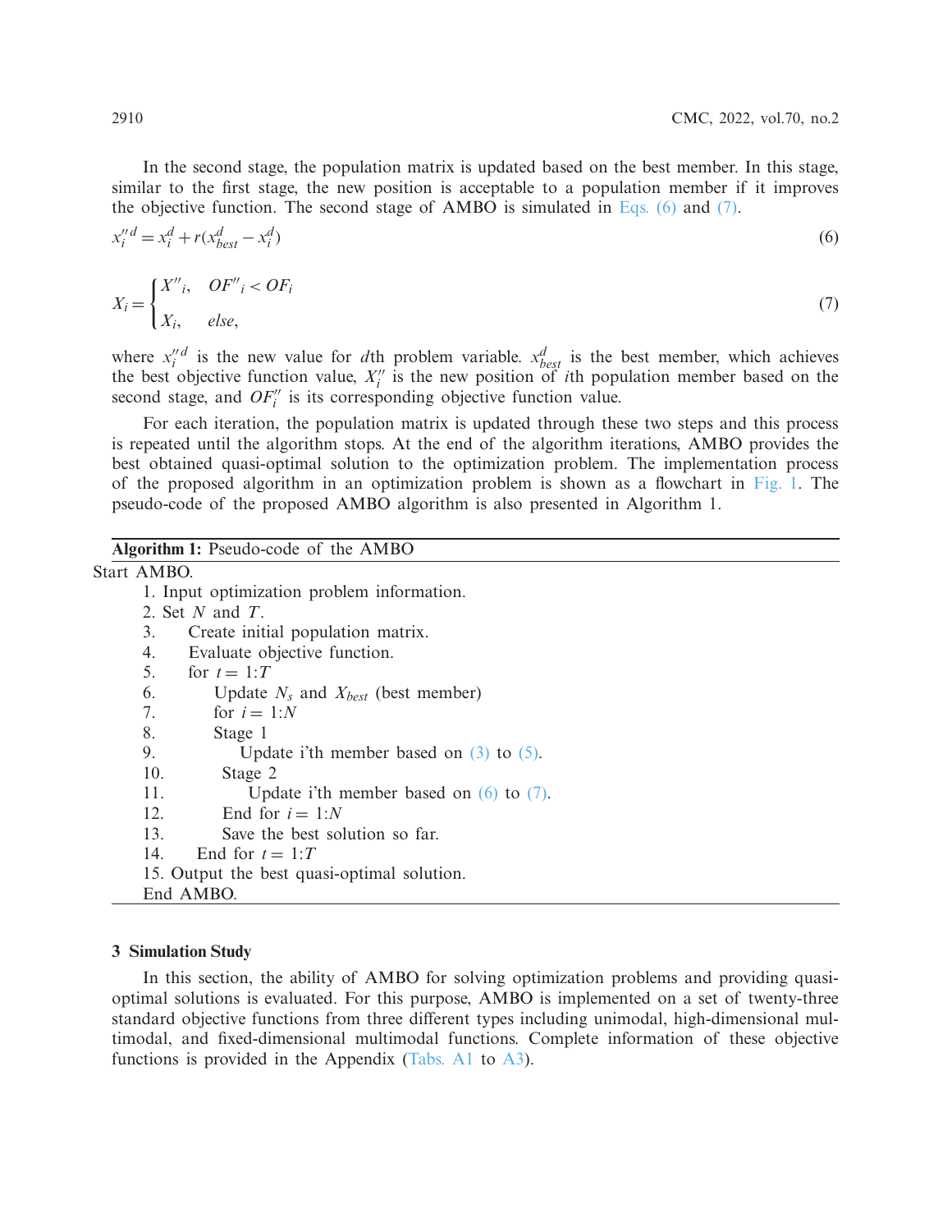In the second stage, the population matrix is updated based on the best member. In this stage, similar to the first stage, the new position is acceptable to a population member if it improves the objective function. The second stage of AMBO is simulated in Eqs. (6) and (7).

$$x_i^{\prime\prime d} = x_i^d + r(x_{best}^d - x_i^d) \tag{6}$$

$$X_i = \begin{cases} X''_i, & OF''_i < OF_i \\ X_i, & else, \end{cases} \tag{7}$$

where $x_i^{\prime\prime d}$ is the new value for $d$th problem variable. $x_{best}^d$ is the best member, which achieves the best objective function value, $X_i''$ is the new position of $i$th population member based on the second stage, and $OF_i''$ is its corresponding objective function value.

For each iteration, the population matrix is updated through these two steps and this process is repeated until the algorithm stops. At the end of the algorithm iterations, AMBO provides the best obtained quasi-optimal solution to the optimization problem. The implementation process of the proposed algorithm in an optimization problem is shown as a flowchart in Fig. 1. The pseudo-code of the proposed AMBO algorithm is also presented in Algorithm 1.

**Algorithm 1:** Pseudo-code of the AMBO

```
Start AMBO.
    1. Input optimization problem information.
    2. Set N and T.
    3.      Create initial population matrix.
    4.      Evaluate objective function.
    5.      for t = 1:T
    6.          Update Ns and Xbest (best member)
    7.          for i = 1:N
    8.          Stage 1
    9.              Update i'th member based on (3) to (5).
    10.         Stage 2
    11.             Update i'th member based on (6) to (7).
    12.         End for i = 1:N
    13.         Save the best solution so far.
    14.     End for t = 1:T
    15. Output the best quasi-optimal solution.
    End AMBO.
```

## 3 Simulation Study

In this section, the ability of AMBO for solving optimization problems and providing quasi-optimal solutions is evaluated. For this purpose, AMBO is implemented on a set of twenty-three standard objective functions from three different types including unimodal, high-dimensional multimodal, and fixed-dimensional multimodal functions. Complete information of these objective functions is provided in the Appendix (Tabs. A1 to A3).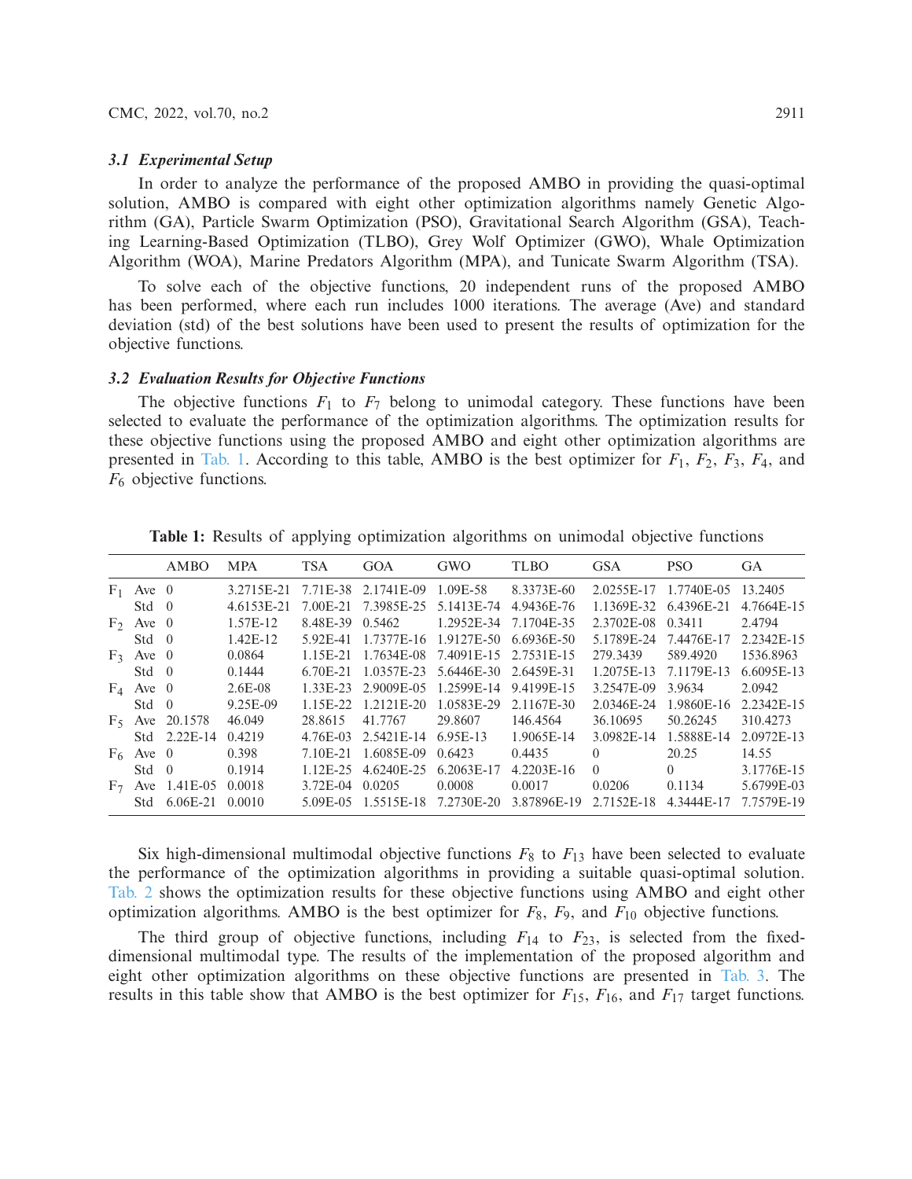### 3.1 Experimental Setup

In order to analyze the performance of the proposed AMBO in providing the quasi-optimal solution, AMBO is compared with eight other optimization algorithms namely Genetic Algorithm (GA), Particle Swarm Optimization (PSO), Gravitational Search Algorithm (GSA), Teaching Learning-Based Optimization (TLBO), Grey Wolf Optimizer (GWO), Whale Optimization Algorithm (WOA), Marine Predators Algorithm (MPA), and Tunicate Swarm Algorithm (TSA).

To solve each of the objective functions, 20 independent runs of the proposed AMBO has been performed, where each run includes 1000 iterations. The average (Ave) and standard deviation (std) of the best solutions have been used to present the results of optimization for the objective functions.

### 3.2 Evaluation Results for Objective Functions

The objective functions $F_1$ to $F_7$ belong to unimodal category. These functions have been selected to evaluate the performance of the optimization algorithms. The optimization results for these objective functions using the proposed AMBO and eight other optimization algorithms are presented in Tab. 1. According to this table, AMBO is the best optimizer for $F_1$, $F_2$, $F_3$, $F_4$, and $F_6$ objective functions.

**Table 1:** Results of applying optimization algorithms on unimodal objective functions

| | | AMBO | MPA | TSA | GOA | GWO | TLBO | GSA | PSO | GA |
|---|---|---|---|---|---|---|---|---|---|---|
| $F_1$ | Ave | 0 | 3.2715E-21 | 7.71E-38 | 2.1741E-09 | 1.09E-58 | 8.3373E-60 | 2.0255E-17 | 1.7740E-05 | 13.2405 |
| | Std | 0 | 4.6153E-21 | 7.00E-21 | 7.3985E-25 | 5.1413E-74 | 4.9436E-76 | 1.1369E-32 | 6.4396E-21 | 4.7664E-15 |
| $F_2$ | Ave | 0 | 1.57E-12 | 8.48E-39 | 0.5462 | 1.2952E-34 | 7.1704E-35 | 2.3702E-08 | 0.3411 | 2.4794 |
| | Std | 0 | 1.42E-12 | 5.92E-41 | 1.7377E-16 | 1.9127E-50 | 6.6936E-50 | 5.1789E-24 | 7.4476E-17 | 2.2342E-15 |
| $F_3$ | Ave | 0 | 0.0864 | 1.15E-21 | 1.7634E-08 | 7.4091E-15 | 2.7531E-15 | 279.3439 | 589.4920 | 1536.8963 |
| | Std | 0 | 0.1444 | 6.70E-21 | 1.0357E-23 | 5.6446E-30 | 2.6459E-31 | 1.2075E-13 | 7.1179E-13 | 6.6095E-13 |
| $F_4$ | Ave | 0 | 2.6E-08 | 1.33E-23 | 2.9009E-05 | 1.2599E-14 | 9.4199E-15 | 3.2547E-09 | 3.9634 | 2.0942 |
| | Std | 0 | 9.25E-09 | 1.15E-22 | 1.2121E-20 | 1.0583E-29 | 2.1167E-30 | 2.0346E-24 | 1.9860E-16 | 2.2342E-15 |
| $F_5$ | Ave | 20.1578 | 46.049 | 28.8615 | 41.7767 | 29.8607 | 146.4564 | 36.10695 | 50.26245 | 310.4273 |
| | Std | 2.22E-14 | 0.4219 | 4.76E-03 | 2.5421E-14 | 6.95E-13 | 1.9065E-14 | 3.0982E-14 | 1.5888E-14 | 2.0972E-13 |
| $F_6$ | Ave | 0 | 0.398 | 7.10E-21 | 1.6085E-09 | 0.6423 | 0.4435 | 0 | 20.25 | 14.55 |
| | Std | 0 | 0.1914 | 1.12E-25 | 4.6240E-25 | 6.2063E-17 | 4.2203E-16 | 0 | 0 | 3.1776E-15 |
| $F_7$ | Ave | 1.41E-05 | 0.0018 | 3.72E-04 | 0.0205 | 0.0008 | 0.0017 | 0.0206 | 0.1134 | 5.6799E-03 |
| | Std | 6.06E-21 | 0.0010 | 5.09E-05 | 1.5515E-18 | 7.2730E-20 | 3.87896E-19 | 2.7152E-18 | 4.3444E-17 | 7.7579E-19 |

Six high-dimensional multimodal objective functions $F_8$ to $F_{13}$ have been selected to evaluate the performance of the optimization algorithms in providing a suitable quasi-optimal solution. Tab. 2 shows the optimization results for these objective functions using AMBO and eight other optimization algorithms. AMBO is the best optimizer for $F_8$, $F_9$, and $F_{10}$ objective functions.

The third group of objective functions, including $F_{14}$ to $F_{23}$, is selected from the fixed-dimensional multimodal type. The results of the implementation of the proposed algorithm and eight other optimization algorithms on these objective functions are presented in Tab. 3. The results in this table show that AMBO is the best optimizer for $F_{15}$, $F_{16}$, and $F_{17}$ target functions.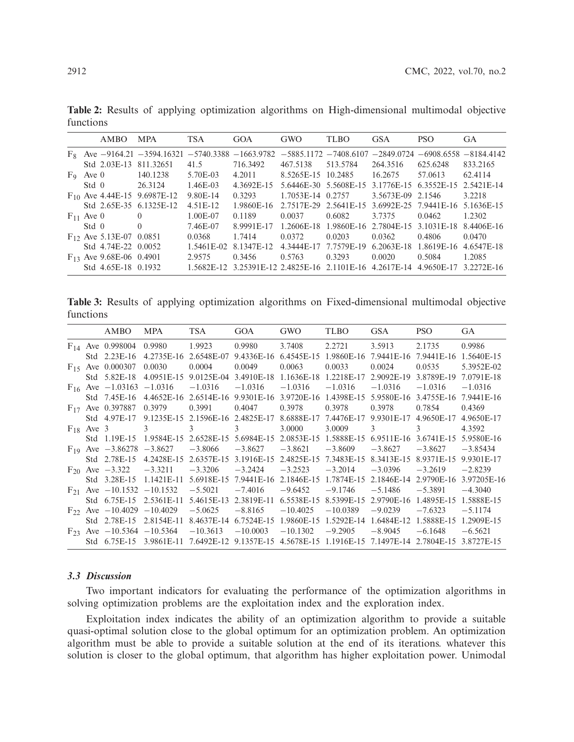**Table 2:** Results of applying optimization algorithms on High-dimensional multimodal objective functions

| | | AMBO | MPA | TSA | GOA | GWO | TLBO | GSA | PSO | GA |
|---|---|---|---|---|---|---|---|---|---|---|
| $F_8$ | Ave | −9164.21 | −3594.16321 | −5740.3388 | −1663.9782 | −5885.1172 | −7408.6107 | −2849.0724 | −6908.6558 | −8184.4142 |
| | Std | 2.03E-13 | 811.32651 | 41.5 | 716.3492 | 467.5138 | 513.5784 | 264.3516 | 625.6248 | 833.2165 |
| $F_9$ | Ave | 0 | 140.1238 | 5.70E-03 | 4.2011 | 8.5265E-15 | 10.2485 | 16.2675 | 57.0613 | 62.4114 |
| | Std | 0 | 26.3124 | 1.46E-03 | 4.3692E-15 | 5.6446E-30 | 5.5608E-15 | 3.1776E-15 | 6.3552E-15 | 2.5421E-14 |
| $F_{10}$ | Ave | 4.44E-15 | 9.6987E-12 | 9.80E-14 | 0.3293 | 1.7053E-14 | 0.2757 | 3.5673E-09 | 2.1546 | 3.2218 |
| | Std | 2.65E-35 | 6.1325E-12 | 4.51E-12 | 1.9860E-16 | 2.7517E-29 | 2.5641E-15 | 3.6992E-25 | 7.9441E-16 | 5.1636E-15 |
| $F_{11}$ | Ave | 0 | 0 | 1.00E-07 | 0.1189 | 0.0037 | 0.6082 | 3.7375 | 0.0462 | 1.2302 |
| | Std | 0 | 0 | 7.46E-07 | 8.9991E-17 | 1.2606E-18 | 1.9860E-16 | 2.7804E-15 | 3.1031E-18 | 8.4406E-16 |
| $F_{12}$ | Ave | 5.13E-07 | 0.0851 | 0.0368 | 1.7414 | 0.0372 | 0.0203 | 0.0362 | 0.4806 | 0.0470 |
| | Std | 4.74E-22 | 0.0052 | 1.5461E-02 | 8.1347E-12 | 4.3444E-17 | 7.7579E-19 | 6.2063E-18 | 1.8619E-16 | 4.6547E-18 |
| $F_{13}$ | Ave | 9.68E-06 | 0.4901 | 2.9575 | 0.3456 | 0.5763 | 0.3293 | 0.0020 | 0.5084 | 1.2085 |
| | Std | 4.65E-18 | 0.1932 | 1.5682E-12 | 3.25391E-12 | 2.4825E-16 | 2.1101E-16 | 4.2617E-14 | 4.9650E-17 | 3.2272E-16 |

**Table 3:** Results of applying optimization algorithms on Fixed-dimensional multimodal objective functions

| | | AMBO | MPA | TSA | GOA | GWO | TLBO | GSA | PSO | GA |
|---|---|---|---|---|---|---|---|---|---|---|
| $F_{14}$ | Ave | 0.998004 | 0.9980 | 1.9923 | 0.9980 | 3.7408 | 2.2721 | 3.5913 | 2.1735 | 0.9986 |
| | Std | 2.23E-16 | 4.2735E-16 | 2.6548E-07 | 9.4336E-16 | 6.4545E-15 | 1.9860E-16 | 7.9441E-16 | 7.9441E-16 | 1.5640E-15 |
| $F_{15}$ | Ave | 0.000307 | 0.0030 | 0.0004 | 0.0049 | 0.0063 | 0.0033 | 0.0024 | 0.0535 | 5.3952E-02 |
| | Std | 5.82E-18 | 4.0951E-15 | 9.0125E-04 | 3.4910E-18 | 1.1636E-18 | 1.2218E-17 | 2.9092E-19 | 3.8789E-19 | 7.0791E-18 |
| $F_{16}$ | Ave | −1.03163 | −1.0316 | −1.0316 | −1.0316 | −1.0316 | −1.0316 | −1.0316 | −1.0316 | −1.0316 |
| | Std | 7.45E-16 | 4.4652E-16 | 2.6514E-16 | 9.9301E-16 | 3.9720E-16 | 1.4398E-15 | 5.9580E-16 | 3.4755E-16 | 7.9441E-16 |
| $F_{17}$ | Ave | 0.397887 | 0.3979 | 0.3991 | 0.4047 | 0.3978 | 0.3978 | 0.3978 | 0.7854 | 0.4369 |
| | Std | 4.97E-17 | 9.1235E-15 | 2.1596E-16 | 2.4825E-17 | 8.6888E-17 | 7.4476E-17 | 9.9301E-17 | 4.9650E-17 | 4.9650E-17 |
| $F_{18}$ | Ave | 3 | 3 | 3 | 3 | 3.0000 | 3.0009 | 3 | 3 | 4.3592 |
| | Std | 1.19E-15 | 1.9584E-15 | 2.6528E-15 | 5.6984E-15 | 2.0853E-15 | 1.5888E-15 | 6.9511E-16 | 3.6741E-15 | 5.9580E-16 |
| $F_{19}$ | Ave | −3.86278 | −3.8627 | −3.8066 | −3.8627 | −3.8621 | −3.8609 | −3.8627 | −3.8627 | −3.85434 |
| | Std | 2.78E-15 | 4.2428E-15 | 2.6357E-15 | 3.1916E-15 | 2.4825E-15 | 7.3483E-15 | 8.3413E-15 | 8.9371E-15 | 9.9301E-17 |
| $F_{20}$ | Ave | −3.322 | −3.3211 | −3.3206 | −3.2424 | −3.2523 | −3.2014 | −3.0396 | −3.2619 | −2.8239 |
| | Std | 3.28E-15 | 1.1421E-11 | 5.6918E-15 | 7.9441E-16 | 2.1846E-15 | 1.7874E-15 | 2.1846E-14 | 2.9790E-16 | 3.97205E-16 |
| $F_{21}$ | Ave | −10.1532 | −10.1532 | −5.5021 | −7.4016 | −9.6452 | −9.1746 | −5.1486 | −5.3891 | −4.3040 |
| | Std | 6.75E-15 | 2.5361E-11 | 5.4615E-13 | 2.3819E-11 | 6.5538E-15 | 8.5399E-15 | 2.9790E-16 | 1.4895E-15 | 1.5888E-15 |
| $F_{22}$ | Ave | −10.4029 | −10.4029 | −5.0625 | −8.8165 | −10.4025 | −10.0389 | −9.0239 | −7.6323 | −5.1174 |
| | Std | 2.78E-15 | 2.8154E-11 | 8.4637E-14 | 6.7524E-15 | 1.9860E-15 | 1.5292E-14 | 1.6484E-12 | 1.5888E-15 | 1.2909E-15 |
| $F_{23}$ | Ave | −10.5364 | −10.5364 | −10.3613 | −10.0003 | −10.1302 | −9.2905 | −8.9045 | −6.1648 | −6.5621 |
| | Std | 6.75E-15 | 3.9861E-11 | 7.6492E-12 | 9.1357E-15 | 4.5678E-15 | 1.1916E-15 | 7.1497E-14 | 2.7804E-15 | 3.8727E-15 |

### 3.3 Discussion

Two important indicators for evaluating the performance of the optimization algorithms in solving optimization problems are the exploitation index and the exploration index.

Exploitation index indicates the ability of an optimization algorithm to provide a suitable quasi-optimal solution close to the global optimum for an optimization problem. An optimization algorithm must be able to provide a suitable solution at the end of its iterations. whatever this solution is closer to the global optimum, that algorithm has higher exploitation power. Unimodal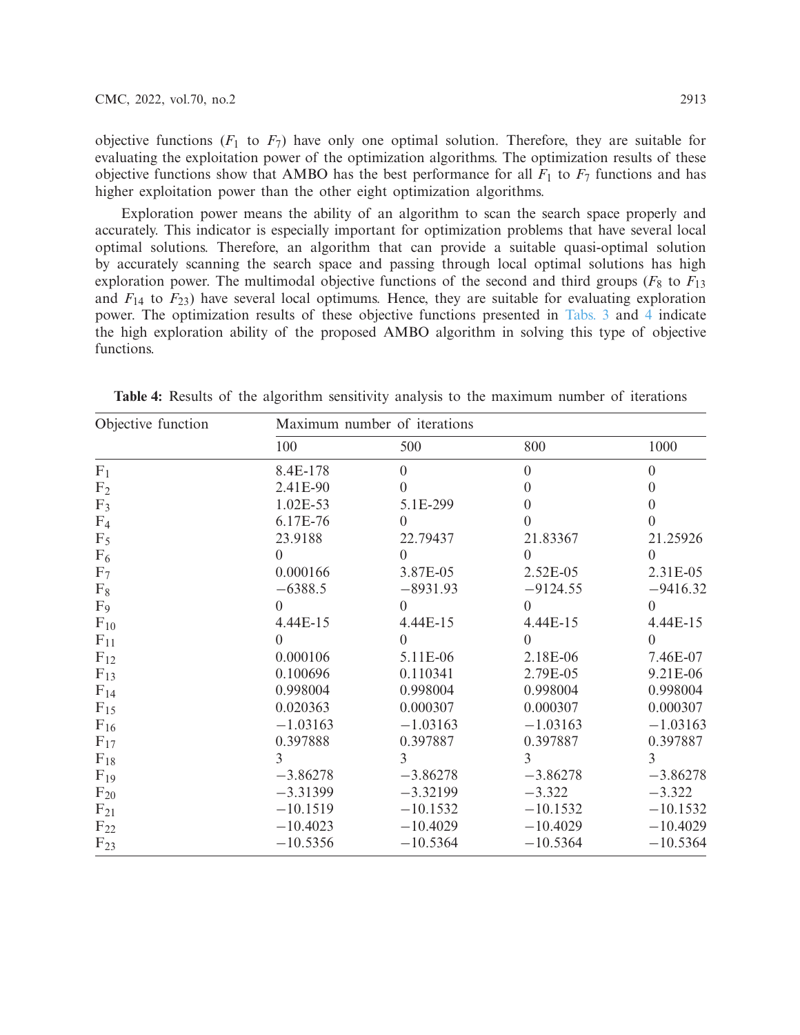objective functions ($F_1$ to $F_7$) have only one optimal solution. Therefore, they are suitable for evaluating the exploitation power of the optimization algorithms. The optimization results of these objective functions show that AMBO has the best performance for all $F_1$ to $F_7$ functions and has higher exploitation power than the other eight optimization algorithms.

Exploration power means the ability of an algorithm to scan the search space properly and accurately. This indicator is especially important for optimization problems that have several local optimal solutions. Therefore, an algorithm that can provide a suitable quasi-optimal solution by accurately scanning the search space and passing through local optimal solutions has high exploration power. The multimodal objective functions of the second and third groups ($F_8$ to $F_{13}$ and $F_{14}$ to $F_{23}$) have several local optimums. Hence, they are suitable for evaluating exploration power. The optimization results of these objective functions presented in Tabs. 3 and 4 indicate the high exploration ability of the proposed AMBO algorithm in solving this type of objective functions.

**Table 4:** Results of the algorithm sensitivity analysis to the maximum number of iterations

| Objective function | Maximum number of iterations | | | |
|---|---|---|---|---|
| | 100 | 500 | 800 | 1000 |
| $F_1$ | 8.4E-178 | 0 | 0 | 0 |
| $F_2$ | 2.41E-90 | 0 | 0 | 0 |
| $F_3$ | 1.02E-53 | 5.1E-299 | 0 | 0 |
| $F_4$ | 6.17E-76 | 0 | 0 | 0 |
| $F_5$ | 23.9188 | 22.79437 | 21.83367 | 21.25926 |
| $F_6$ | 0 | 0 | 0 | 0 |
| $F_7$ | 0.000166 | 3.87E-05 | 2.52E-05 | 2.31E-05 |
| $F_8$ | −6388.5 | −8931.93 | −9124.55 | −9416.32 |
| $F_9$ | 0 | 0 | 0 | 0 |
| $F_{10}$ | 4.44E-15 | 4.44E-15 | 4.44E-15 | 4.44E-15 |
| $F_{11}$ | 0 | 0 | 0 | 0 |
| $F_{12}$ | 0.000106 | 5.11E-06 | 2.18E-06 | 7.46E-07 |
| $F_{13}$ | 0.100696 | 0.110341 | 2.79E-05 | 9.21E-06 |
| $F_{14}$ | 0.998004 | 0.998004 | 0.998004 | 0.998004 |
| $F_{15}$ | 0.020363 | 0.000307 | 0.000307 | 0.000307 |
| $F_{16}$ | −1.03163 | −1.03163 | −1.03163 | −1.03163 |
| $F_{17}$ | 0.397888 | 0.397887 | 0.397887 | 0.397887 |
| $F_{18}$ | 3 | 3 | 3 | 3 |
| $F_{19}$ | −3.86278 | −3.86278 | −3.86278 | −3.86278 |
| $F_{20}$ | −3.31399 | −3.32199 | −3.322 | −3.322 |
| $F_{21}$ | −10.1519 | −10.1532 | −10.1532 | −10.1532 |
| $F_{22}$ | −10.4023 | −10.4029 | −10.4029 | −10.4029 |
| $F_{23}$ | −10.5356 | −10.5364 | −10.5364 | −10.5364 |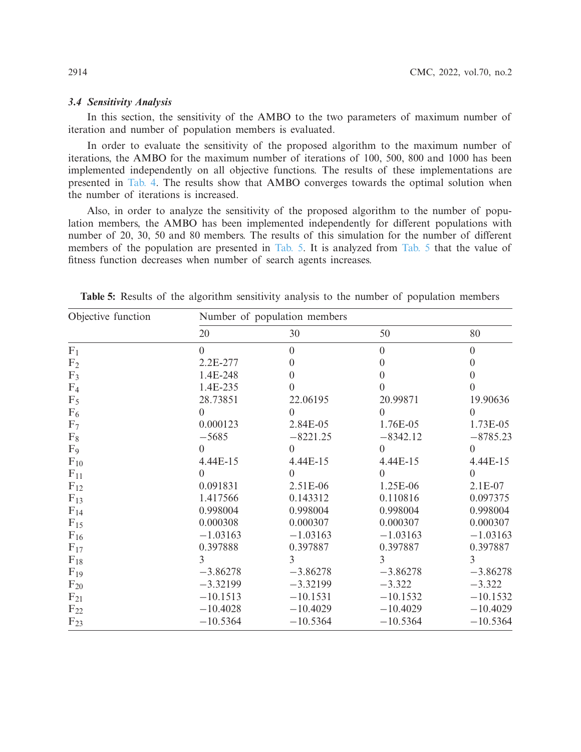### 3.4 Sensitivity Analysis

In this section, the sensitivity of the AMBO to the two parameters of maximum number of iteration and number of population members is evaluated.

In order to evaluate the sensitivity of the proposed algorithm to the maximum number of iterations, the AMBO for the maximum number of iterations of 100, 500, 800 and 1000 has been implemented independently on all objective functions. The results of these implementations are presented in Tab. 4. The results show that AMBO converges towards the optimal solution when the number of iterations is increased.

Also, in order to analyze the sensitivity of the proposed algorithm to the number of population members, the AMBO has been implemented independently for different populations with number of 20, 30, 50 and 80 members. The results of this simulation for the number of different members of the population are presented in Tab. 5. It is analyzed from Tab. 5 that the value of fitness function decreases when number of search agents increases.

**Table 5:** Results of the algorithm sensitivity analysis to the number of population members

| Objective function | Number of population members | | | |
|---|---|---|---|---|
| | 20 | 30 | 50 | 80 |
| $F_1$ | 0 | 0 | 0 | 0 |
| $F_2$ | 2.2E-277 | 0 | 0 | 0 |
| $F_3$ | 1.4E-248 | 0 | 0 | 0 |
| $F_4$ | 1.4E-235 | 0 | 0 | 0 |
| $F_5$ | 28.73851 | 22.06195 | 20.99871 | 19.90636 |
| $F_6$ | 0 | 0 | 0 | 0 |
| $F_7$ | 0.000123 | 2.84E-05 | 1.76E-05 | 1.73E-05 |
| $F_8$ | −5685 | −8221.25 | −8342.12 | −8785.23 |
| $F_9$ | 0 | 0 | 0 | 0 |
| $F_{10}$ | 4.44E-15 | 4.44E-15 | 4.44E-15 | 4.44E-15 |
| $F_{11}$ | 0 | 0 | 0 | 0 |
| $F_{12}$ | 0.091831 | 2.51E-06 | 1.25E-06 | 2.1E-07 |
| $F_{13}$ | 1.417566 | 0.143312 | 0.110816 | 0.097375 |
| $F_{14}$ | 0.998004 | 0.998004 | 0.998004 | 0.998004 |
| $F_{15}$ | 0.000308 | 0.000307 | 0.000307 | 0.000307 |
| $F_{16}$ | −1.03163 | −1.03163 | −1.03163 | −1.03163 |
| $F_{17}$ | 0.397888 | 0.397887 | 0.397887 | 0.397887 |
| $F_{18}$ | 3 | 3 | 3 | 3 |
| $F_{19}$ | −3.86278 | −3.86278 | −3.86278 | −3.86278 |
| $F_{20}$ | −3.32199 | −3.32199 | −3.322 | −3.322 |
| $F_{21}$ | −10.1513 | −10.1531 | −10.1532 | −10.1532 |
| $F_{22}$ | −10.4028 | −10.4029 | −10.4029 | −10.4029 |
| $F_{23}$ | −10.5364 | −10.5364 | −10.5364 | −10.5364 |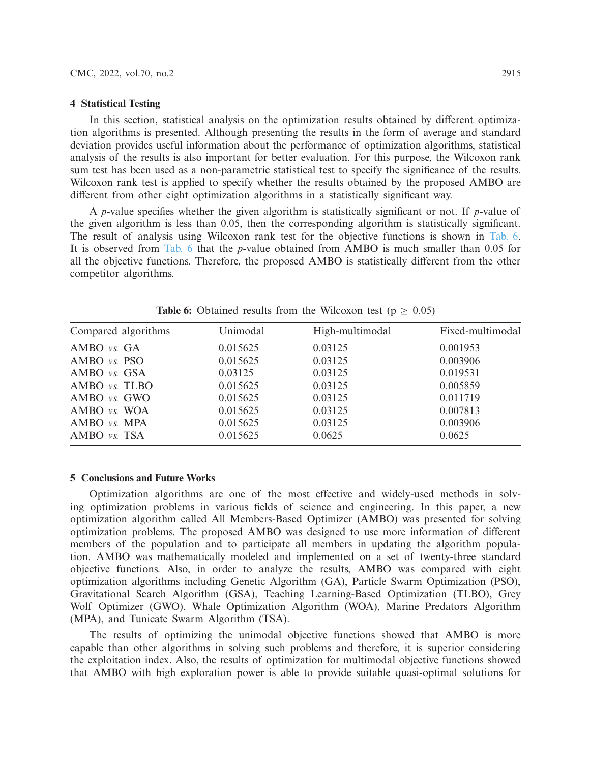## 4 Statistical Testing

In this section, statistical analysis on the optimization results obtained by different optimization algorithms is presented. Although presenting the results in the form of average and standard deviation provides useful information about the performance of optimization algorithms, statistical analysis of the results is also important for better evaluation. For this purpose, the Wilcoxon rank sum test has been used as a non-parametric statistical test to specify the significance of the results. Wilcoxon rank test is applied to specify whether the results obtained by the proposed AMBO are different from other eight optimization algorithms in a statistically significant way.

A *p*-value specifies whether the given algorithm is statistically significant or not. If *p*-value of the given algorithm is less than 0.05, then the corresponding algorithm is statistically significant. The result of analysis using Wilcoxon rank test for the objective functions is shown in Tab. 6. It is observed from Tab. 6 that the *p*-value obtained from AMBO is much smaller than 0.05 for all the objective functions. Therefore, the proposed AMBO is statistically different from the other competitor algorithms.

**Table 6:** Obtained results from the Wilcoxon test ($p \geq 0.05$)

| Compared algorithms | Unimodal | High-multimodal | Fixed-multimodal |
|---|---|---|---|
| AMBO *vs.* GA | 0.015625 | 0.03125 | 0.001953 |
| AMBO *vs.* PSO | 0.015625 | 0.03125 | 0.003906 |
| AMBO *vs.* GSA | 0.03125 | 0.03125 | 0.019531 |
| AMBO *vs.* TLBO | 0.015625 | 0.03125 | 0.005859 |
| AMBO *vs.* GWO | 0.015625 | 0.03125 | 0.011719 |
| AMBO *vs.* WOA | 0.015625 | 0.03125 | 0.007813 |
| AMBO *vs.* MPA | 0.015625 | 0.03125 | 0.003906 |
| AMBO *vs.* TSA | 0.015625 | 0.0625 | 0.0625 |

## 5 Conclusions and Future Works

Optimization algorithms are one of the most effective and widely-used methods in solving optimization problems in various fields of science and engineering. In this paper, a new optimization algorithm called All Members-Based Optimizer (AMBO) was presented for solving optimization problems. The proposed AMBO was designed to use more information of different members of the population and to participate all members in updating the algorithm population. AMBO was mathematically modeled and implemented on a set of twenty-three standard objective functions. Also, in order to analyze the results, AMBO was compared with eight optimization algorithms including Genetic Algorithm (GA), Particle Swarm Optimization (PSO), Gravitational Search Algorithm (GSA), Teaching Learning-Based Optimization (TLBO), Grey Wolf Optimizer (GWO), Whale Optimization Algorithm (WOA), Marine Predators Algorithm (MPA), and Tunicate Swarm Algorithm (TSA).

The results of optimizing the unimodal objective functions showed that AMBO is more capable than other algorithms in solving such problems and therefore, it is superior considering the exploitation index. Also, the results of optimization for multimodal objective functions showed that AMBO with high exploration power is able to provide suitable quasi-optimal solutions for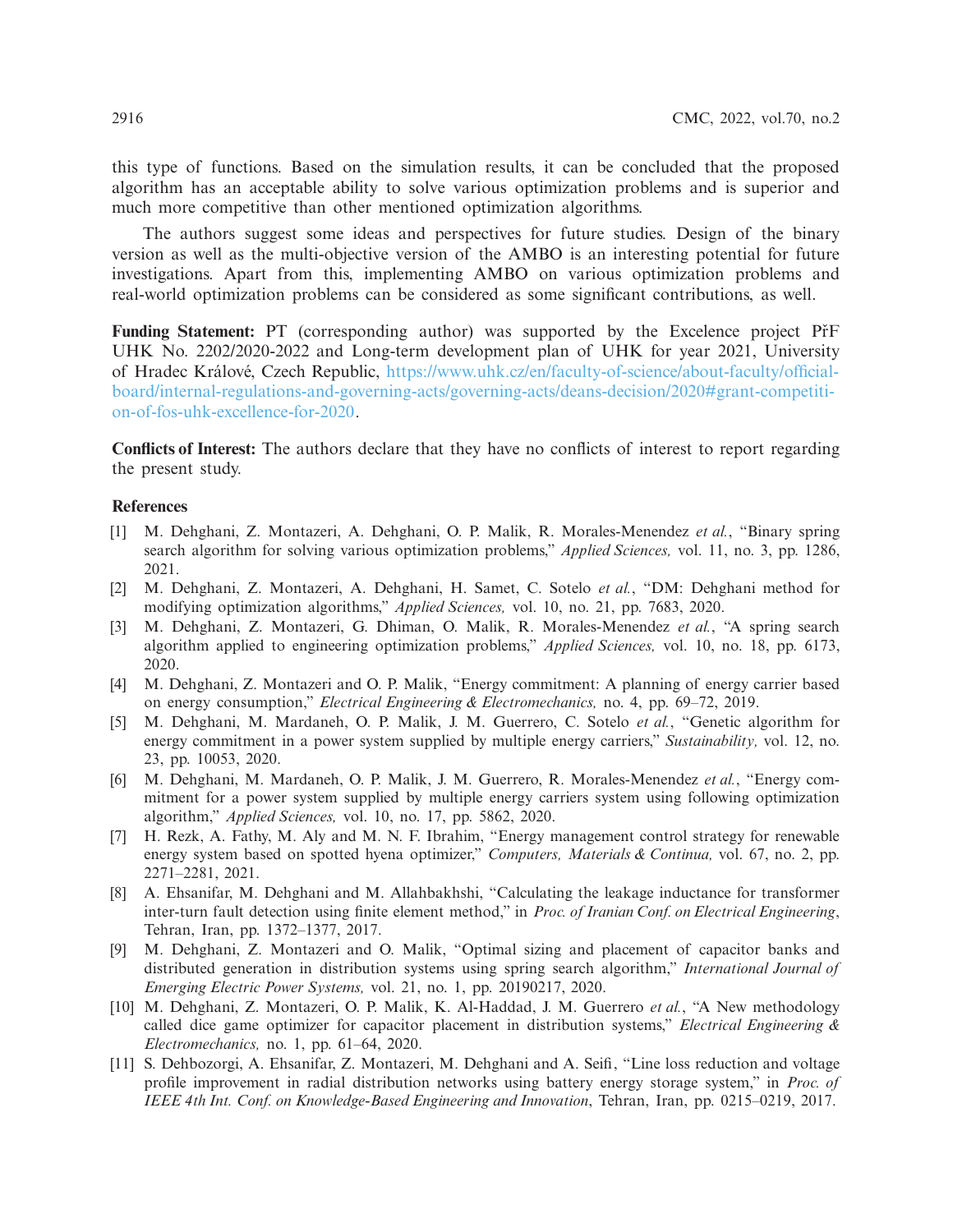this type of functions. Based on the simulation results, it can be concluded that the proposed algorithm has an acceptable ability to solve various optimization problems and is superior and much more competitive than other mentioned optimization algorithms.

The authors suggest some ideas and perspectives for future studies. Design of the binary version as well as the multi-objective version of the AMBO is an interesting potential for future investigations. Apart from this, implementing AMBO on various optimization problems and real-world optimization problems can be considered as some significant contributions, as well.

**Funding Statement:** PT (corresponding author) was supported by the Excelence project PřF UHK No. 2202/2020-2022 and Long-term development plan of UHK for year 2021, University of Hradec Králové, Czech Republic, https://www.uhk.cz/en/faculty-of-science/about-faculty/official-board/internal-regulations-and-governing-acts/governing-acts/deans-decision/2020#grant-competition-of-fos-uhk-excellence-for-2020.

**Conflicts of Interest:** The authors declare that they have no conflicts of interest to report regarding the present study.

## References

[1] M. Dehghani, Z. Montazeri, A. Dehghani, O. P. Malik, R. Morales-Menendez *et al.*, "Binary spring search algorithm for solving various optimization problems," *Applied Sciences,* vol. 11, no. 3, pp. 1286, 2021.

[2] M. Dehghani, Z. Montazeri, A. Dehghani, H. Samet, C. Sotelo *et al.*, "DM: Dehghani method for modifying optimization algorithms," *Applied Sciences,* vol. 10, no. 21, pp. 7683, 2020.

[3] M. Dehghani, Z. Montazeri, G. Dhiman, O. Malik, R. Morales-Menendez *et al.*, "A spring search algorithm applied to engineering optimization problems," *Applied Sciences,* vol. 10, no. 18, pp. 6173, 2020.

[4] M. Dehghani, Z. Montazeri and O. P. Malik, "Energy commitment: A planning of energy carrier based on energy consumption," *Electrical Engineering & Electromechanics,* no. 4, pp. 69–72, 2019.

[5] M. Dehghani, M. Mardaneh, O. P. Malik, J. M. Guerrero, C. Sotelo *et al.*, "Genetic algorithm for energy commitment in a power system supplied by multiple energy carriers," *Sustainability,* vol. 12, no. 23, pp. 10053, 2020.

[6] M. Dehghani, M. Mardaneh, O. P. Malik, J. M. Guerrero, R. Morales-Menendez *et al.*, "Energy commitment for a power system supplied by multiple energy carriers system using following optimization algorithm," *Applied Sciences,* vol. 10, no. 17, pp. 5862, 2020.

[7] H. Rezk, A. Fathy, M. Aly and M. N. F. Ibrahim, "Energy management control strategy for renewable energy system based on spotted hyena optimizer," *Computers, Materials & Continua,* vol. 67, no. 2, pp. 2271–2281, 2021.

[8] A. Ehsanifar, M. Dehghani and M. Allahbakhshi, "Calculating the leakage inductance for transformer inter-turn fault detection using finite element method," in *Proc. of Iranian Conf. on Electrical Engineering*, Tehran, Iran, pp. 1372–1377, 2017.

[9] M. Dehghani, Z. Montazeri and O. Malik, "Optimal sizing and placement of capacitor banks and distributed generation in distribution systems using spring search algorithm," *International Journal of Emerging Electric Power Systems,* vol. 21, no. 1, pp. 20190217, 2020.

[10] M. Dehghani, Z. Montazeri, O. P. Malik, K. Al-Haddad, J. M. Guerrero *et al.*, "A New methodology called dice game optimizer for capacitor placement in distribution systems," *Electrical Engineering & Electromechanics,* no. 1, pp. 61–64, 2020.

[11] S. Dehbozorgi, A. Ehsanifar, Z. Montazeri, M. Dehghani and A. Seifi, "Line loss reduction and voltage profile improvement in radial distribution networks using battery energy storage system," in *Proc. of IEEE 4th Int. Conf. on Knowledge-Based Engineering and Innovation*, Tehran, Iran, pp. 0215–0219, 2017.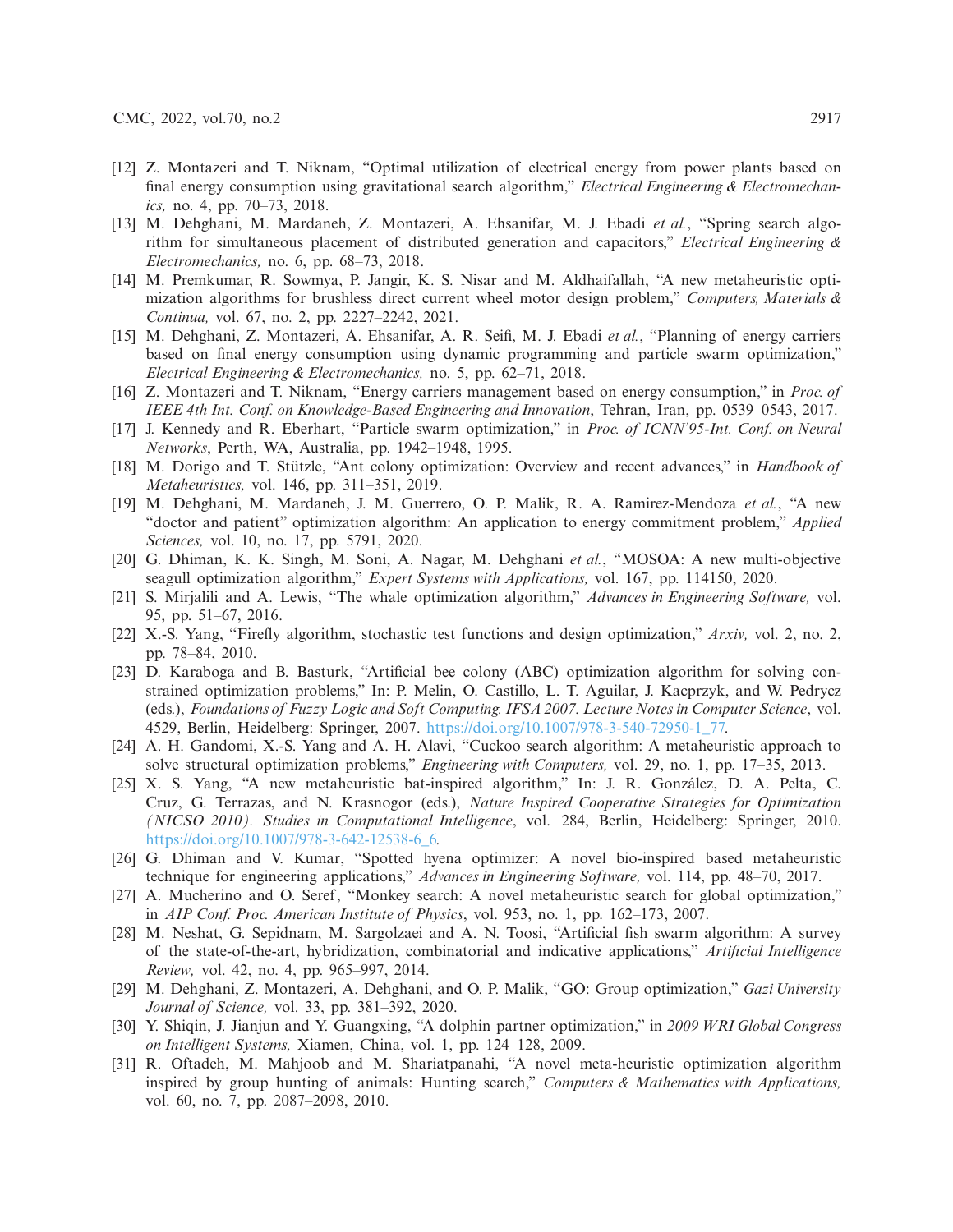[12] Z. Montazeri and T. Niknam, "Optimal utilization of electrical energy from power plants based on final energy consumption using gravitational search algorithm," *Electrical Engineering & Electromechanics,* no. 4, pp. 70–73, 2018.

[13] M. Dehghani, M. Mardaneh, Z. Montazeri, A. Ehsanifar, M. J. Ebadi *et al.*, "Spring search algorithm for simultaneous placement of distributed generation and capacitors," *Electrical Engineering & Electromechanics,* no. 6, pp. 68–73, 2018.

[14] M. Premkumar, R. Sowmya, P. Jangir, K. S. Nisar and M. Aldhaifallah, "A new metaheuristic optimization algorithms for brushless direct current wheel motor design problem," *Computers, Materials & Continua,* vol. 67, no. 2, pp. 2227–2242, 2021.

[15] M. Dehghani, Z. Montazeri, A. Ehsanifar, A. R. Seifi, M. J. Ebadi *et al.*, "Planning of energy carriers based on final energy consumption using dynamic programming and particle swarm optimization," *Electrical Engineering & Electromechanics,* no. 5, pp. 62–71, 2018.

[16] Z. Montazeri and T. Niknam, "Energy carriers management based on energy consumption," in *Proc. of IEEE 4th Int. Conf. on Knowledge-Based Engineering and Innovation*, Tehran, Iran, pp. 0539–0543, 2017.

[17] J. Kennedy and R. Eberhart, "Particle swarm optimization," in *Proc. of ICNN'95-Int. Conf. on Neural Networks*, Perth, WA, Australia, pp. 1942–1948, 1995.

[18] M. Dorigo and T. Stützle, "Ant colony optimization: Overview and recent advances," in *Handbook of Metaheuristics,* vol. 146, pp. 311–351, 2019.

[19] M. Dehghani, M. Mardaneh, J. M. Guerrero, O. P. Malik, R. A. Ramirez-Mendoza *et al.*, "A new "doctor and patient" optimization algorithm: An application to energy commitment problem," *Applied Sciences,* vol. 10, no. 17, pp. 5791, 2020.

[20] G. Dhiman, K. K. Singh, M. Soni, A. Nagar, M. Dehghani *et al.*, "MOSOA: A new multi-objective seagull optimization algorithm," *Expert Systems with Applications,* vol. 167, pp. 114150, 2020.

[21] S. Mirjalili and A. Lewis, "The whale optimization algorithm," *Advances in Engineering Software,* vol. 95, pp. 51–67, 2016.

[22] X.-S. Yang, "Firefly algorithm, stochastic test functions and design optimization," *Arxiv,* vol. 2, no. 2, pp. 78–84, 2010.

[23] D. Karaboga and B. Basturk, "Artificial bee colony (ABC) optimization algorithm for solving constrained optimization problems," In: P. Melin, O. Castillo, L. T. Aguilar, J. Kacprzyk, and W. Pedrycz (eds.), *Foundations of Fuzzy Logic and Soft Computing. IFSA 2007. Lecture Notes in Computer Science*, vol. 4529, Berlin, Heidelberg: Springer, 2007. https://doi.org/10.1007/978-3-540-72950-1_77.

[24] A. H. Gandomi, X.-S. Yang and A. H. Alavi, "Cuckoo search algorithm: A metaheuristic approach to solve structural optimization problems," *Engineering with Computers,* vol. 29, no. 1, pp. 17–35, 2013.

[25] X. S. Yang, "A new metaheuristic bat-inspired algorithm," In: J. R. González, D. A. Pelta, C. Cruz, G. Terrazas, and N. Krasnogor (eds.), *Nature Inspired Cooperative Strategies for Optimization (NICSO 2010). Studies in Computational Intelligence*, vol. 284, Berlin, Heidelberg: Springer, 2010. https://doi.org/10.1007/978-3-642-12538-6_6.

[26] G. Dhiman and V. Kumar, "Spotted hyena optimizer: A novel bio-inspired based metaheuristic technique for engineering applications," *Advances in Engineering Software,* vol. 114, pp. 48–70, 2017.

[27] A. Mucherino and O. Seref, "Monkey search: A novel metaheuristic search for global optimization," in *AIP Conf. Proc. American Institute of Physics*, vol. 953, no. 1, pp. 162–173, 2007.

[28] M. Neshat, G. Sepidnam, M. Sargolzaei and A. N. Toosi, "Artificial fish swarm algorithm: A survey of the state-of-the-art, hybridization, combinatorial and indicative applications," *Artificial Intelligence Review,* vol. 42, no. 4, pp. 965–997, 2014.

[29] M. Dehghani, Z. Montazeri, A. Dehghani, and O. P. Malik, "GO: Group optimization," *Gazi University Journal of Science,* vol. 33, pp. 381–392, 2020.

[30] Y. Shiqin, J. Jianjun and Y. Guangxing, "A dolphin partner optimization," in *2009 WRI Global Congress on Intelligent Systems,* Xiamen, China, vol. 1, pp. 124–128, 2009.

[31] R. Oftadeh, M. Mahjoob and M. Shariatpanahi, "A novel meta-heuristic optimization algorithm inspired by group hunting of animals: Hunting search," *Computers & Mathematics with Applications,* vol. 60, no. 7, pp. 2087–2098, 2010.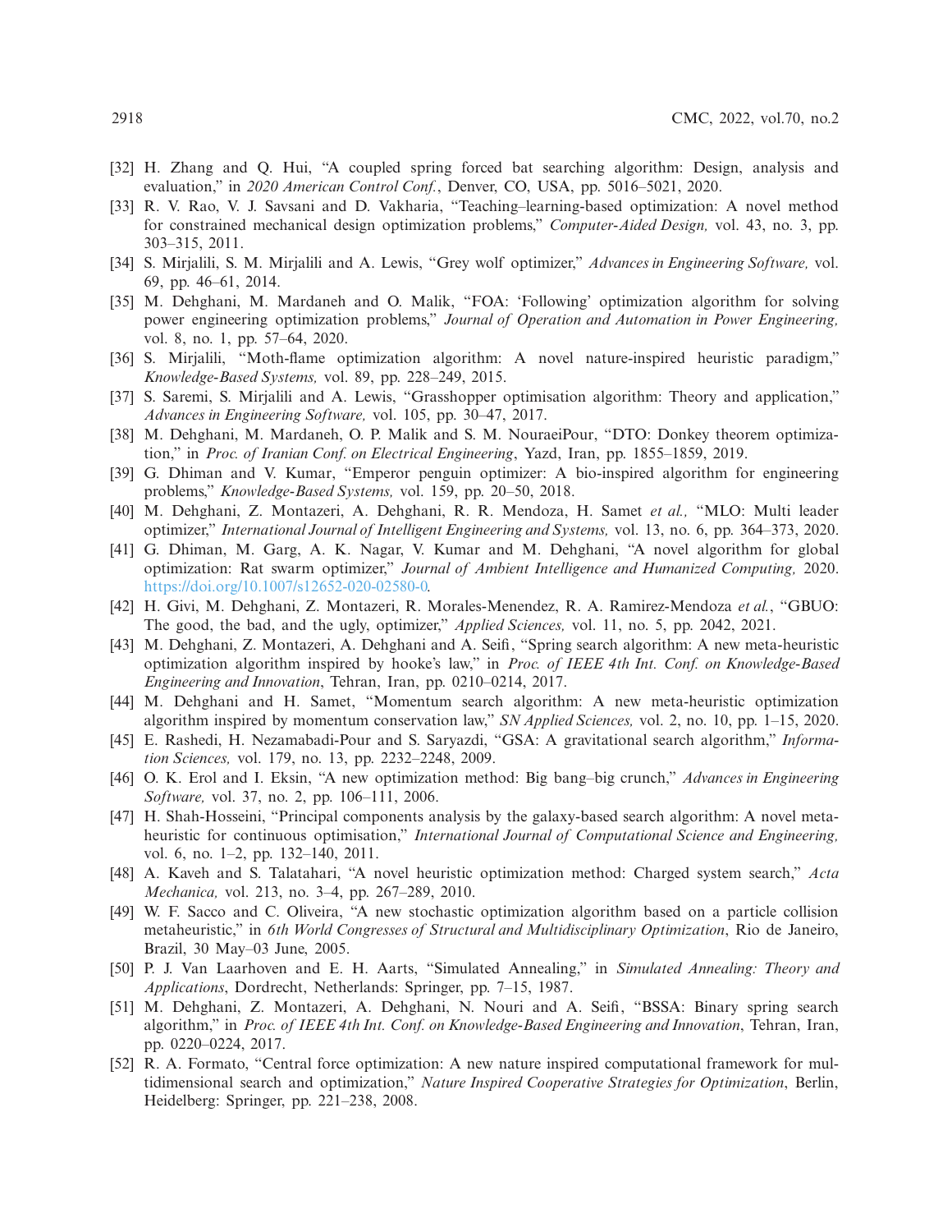[32] H. Zhang and Q. Hui, "A coupled spring forced bat searching algorithm: Design, analysis and evaluation," in *2020 American Control Conf.*, Denver, CO, USA, pp. 5016–5021, 2020.

[33] R. V. Rao, V. J. Savsani and D. Vakharia, "Teaching–learning-based optimization: A novel method for constrained mechanical design optimization problems," *Computer-Aided Design,* vol. 43, no. 3, pp. 303–315, 2011.

[34] S. Mirjalili, S. M. Mirjalili and A. Lewis, "Grey wolf optimizer," *Advances in Engineering Software,* vol. 69, pp. 46–61, 2014.

[35] M. Dehghani, M. Mardaneh and O. Malik, "FOA: 'Following' optimization algorithm for solving power engineering optimization problems," *Journal of Operation and Automation in Power Engineering,* vol. 8, no. 1, pp. 57–64, 2020.

[36] S. Mirjalili, "Moth-flame optimization algorithm: A novel nature-inspired heuristic paradigm," *Knowledge-Based Systems,* vol. 89, pp. 228–249, 2015.

[37] S. Saremi, S. Mirjalili and A. Lewis, "Grasshopper optimisation algorithm: Theory and application," *Advances in Engineering Software,* vol. 105, pp. 30–47, 2017.

[38] M. Dehghani, M. Mardaneh, O. P. Malik and S. M. NouraeiPour, "DTO: Donkey theorem optimization," in *Proc. of Iranian Conf. on Electrical Engineering*, Yazd, Iran, pp. 1855–1859, 2019.

[39] G. Dhiman and V. Kumar, "Emperor penguin optimizer: A bio-inspired algorithm for engineering problems," *Knowledge-Based Systems,* vol. 159, pp. 20–50, 2018.

[40] M. Dehghani, Z. Montazeri, A. Dehghani, R. R. Mendoza, H. Samet *et al.,* "MLO: Multi leader optimizer," *International Journal of Intelligent Engineering and Systems,* vol. 13, no. 6, pp. 364–373, 2020.

[41] G. Dhiman, M. Garg, A. K. Nagar, V. Kumar and M. Dehghani, "A novel algorithm for global optimization: Rat swarm optimizer," *Journal of Ambient Intelligence and Humanized Computing,* 2020. https://doi.org/10.1007/s12652-020-02580-0.

[42] H. Givi, M. Dehghani, Z. Montazeri, R. Morales-Menendez, R. A. Ramirez-Mendoza *et al.*, "GBUO: The good, the bad, and the ugly, optimizer," *Applied Sciences,* vol. 11, no. 5, pp. 2042, 2021.

[43] M. Dehghani, Z. Montazeri, A. Dehghani and A. Seifi, "Spring search algorithm: A new meta-heuristic optimization algorithm inspired by hooke's law," in *Proc. of IEEE 4th Int. Conf. on Knowledge-Based Engineering and Innovation*, Tehran, Iran, pp. 0210–0214, 2017.

[44] M. Dehghani and H. Samet, "Momentum search algorithm: A new meta-heuristic optimization algorithm inspired by momentum conservation law," *SN Applied Sciences,* vol. 2, no. 10, pp. 1–15, 2020.

[45] E. Rashedi, H. Nezamabadi-Pour and S. Saryazdi, "GSA: A gravitational search algorithm," *Information Sciences,* vol. 179, no. 13, pp. 2232–2248, 2009.

[46] O. K. Erol and I. Eksin, "A new optimization method: Big bang–big crunch," *Advances in Engineering Software,* vol. 37, no. 2, pp. 106–111, 2006.

[47] H. Shah-Hosseini, "Principal components analysis by the galaxy-based search algorithm: A novel metaheuristic for continuous optimisation," *International Journal of Computational Science and Engineering,* vol. 6, no. 1–2, pp. 132–140, 2011.

[48] A. Kaveh and S. Talatahari, "A novel heuristic optimization method: Charged system search," *Acta Mechanica,* vol. 213, no. 3–4, pp. 267–289, 2010.

[49] W. F. Sacco and C. Oliveira, "A new stochastic optimization algorithm based on a particle collision metaheuristic," in *6th World Congresses of Structural and Multidisciplinary Optimization*, Rio de Janeiro, Brazil, 30 May–03 June, 2005.

[50] P. J. Van Laarhoven and E. H. Aarts, "Simulated Annealing," in *Simulated Annealing: Theory and Applications*, Dordrecht, Netherlands: Springer, pp. 7–15, 1987.

[51] M. Dehghani, Z. Montazeri, A. Dehghani, N. Nouri and A. Seifi, "BSSA: Binary spring search algorithm," in *Proc. of IEEE 4th Int. Conf. on Knowledge-Based Engineering and Innovation*, Tehran, Iran, pp. 0220–0224, 2017.

[52] R. A. Formato, "Central force optimization: A new nature inspired computational framework for multidimensional search and optimization," *Nature Inspired Cooperative Strategies for Optimization*, Berlin, Heidelberg: Springer, pp. 221–238, 2008.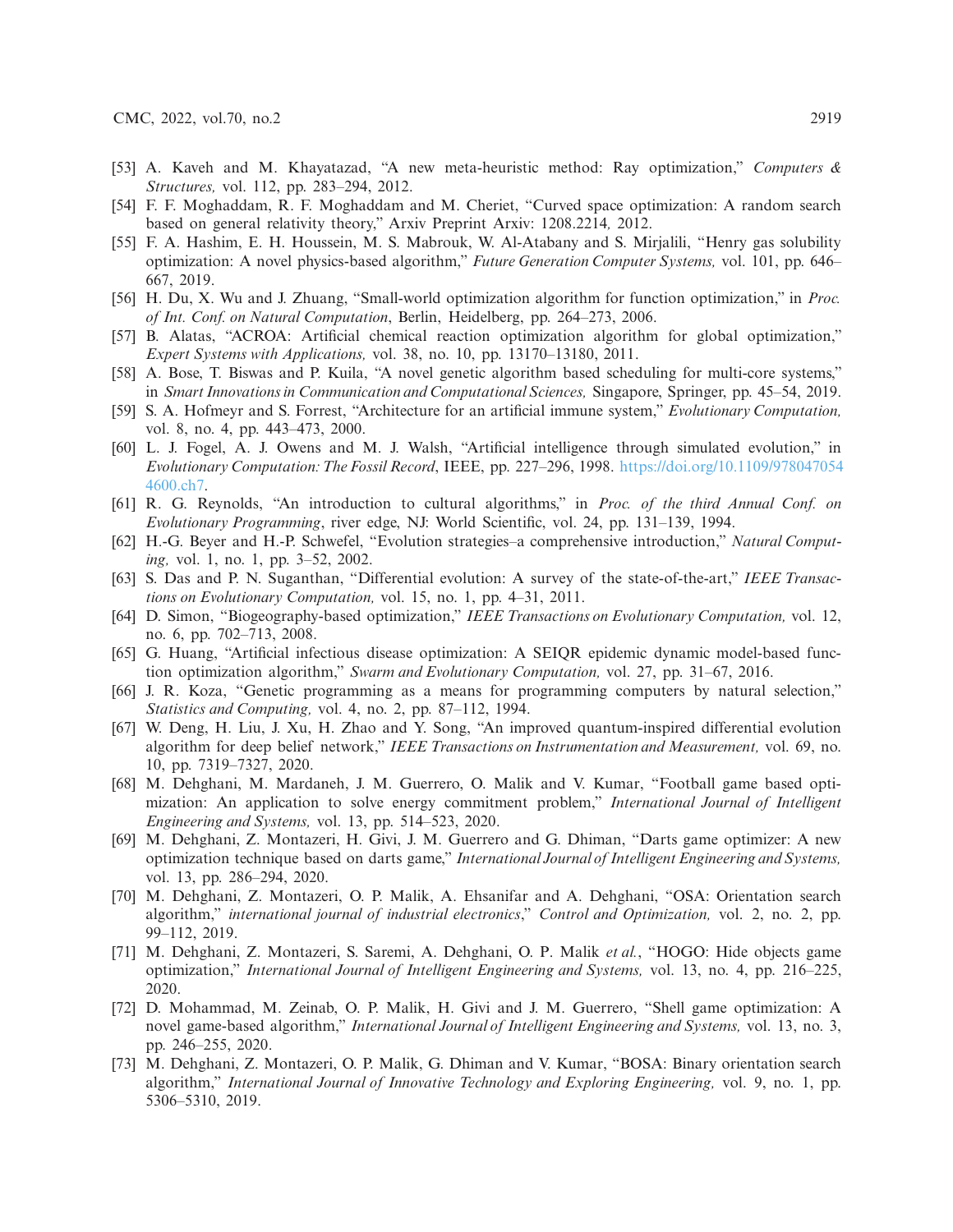[53] A. Kaveh and M. Khayatazad, "A new meta-heuristic method: Ray optimization," *Computers & Structures,* vol. 112, pp. 283–294, 2012.

[54] F. F. Moghaddam, R. F. Moghaddam and M. Cheriet, "Curved space optimization: A random search based on general relativity theory," Arxiv Preprint Arxiv: 1208.2214*,* 2012.

[55] F. A. Hashim, E. H. Houssein, M. S. Mabrouk, W. Al-Atabany and S. Mirjalili, "Henry gas solubility optimization: A novel physics-based algorithm," *Future Generation Computer Systems,* vol. 101, pp. 646–667, 2019.

[56] H. Du, X. Wu and J. Zhuang, "Small-world optimization algorithm for function optimization," in *Proc. of Int. Conf. on Natural Computation*, Berlin, Heidelberg, pp. 264–273, 2006.

[57] B. Alatas, "ACROA: Artificial chemical reaction optimization algorithm for global optimization," *Expert Systems with Applications,* vol. 38, no. 10, pp. 13170–13180, 2011.

[58] A. Bose, T. Biswas and P. Kuila, "A novel genetic algorithm based scheduling for multi-core systems," in *Smart Innovations in Communication and Computational Sciences,* Singapore, Springer, pp. 45–54, 2019.

[59] S. A. Hofmeyr and S. Forrest, "Architecture for an artificial immune system," *Evolutionary Computation,* vol. 8, no. 4, pp. 443–473, 2000.

[60] L. J. Fogel, A. J. Owens and M. J. Walsh, "Artificial intelligence through simulated evolution," in *Evolutionary Computation: The Fossil Record*, IEEE, pp. 227–296, 1998. https://doi.org/10.1109/9780470544600.ch7.

[61] R. G. Reynolds, "An introduction to cultural algorithms," in *Proc. of the third Annual Conf. on Evolutionary Programming*, river edge, NJ: World Scientific, vol. 24, pp. 131–139, 1994.

[62] H.-G. Beyer and H.-P. Schwefel, "Evolution strategies–a comprehensive introduction," *Natural Computing,* vol. 1, no. 1, pp. 3–52, 2002.

[63] S. Das and P. N. Suganthan, "Differential evolution: A survey of the state-of-the-art," *IEEE Transactions on Evolutionary Computation,* vol. 15, no. 1, pp. 4–31, 2011.

[64] D. Simon, "Biogeography-based optimization," *IEEE Transactions on Evolutionary Computation,* vol. 12, no. 6, pp. 702–713, 2008.

[65] G. Huang, "Artificial infectious disease optimization: A SEIQR epidemic dynamic model-based function optimization algorithm," *Swarm and Evolutionary Computation,* vol. 27, pp. 31–67, 2016.

[66] J. R. Koza, "Genetic programming as a means for programming computers by natural selection," *Statistics and Computing,* vol. 4, no. 2, pp. 87–112, 1994.

[67] W. Deng, H. Liu, J. Xu, H. Zhao and Y. Song, "An improved quantum-inspired differential evolution algorithm for deep belief network," *IEEE Transactions on Instrumentation and Measurement,* vol. 69, no. 10, pp. 7319–7327, 2020.

[68] M. Dehghani, M. Mardaneh, J. M. Guerrero, O. Malik and V. Kumar, "Football game based optimization: An application to solve energy commitment problem," *International Journal of Intelligent Engineering and Systems,* vol. 13, pp. 514–523, 2020.

[69] M. Dehghani, Z. Montazeri, H. Givi, J. M. Guerrero and G. Dhiman, "Darts game optimizer: A new optimization technique based on darts game," *International Journal of Intelligent Engineering and Systems,* vol. 13, pp. 286–294, 2020.

[70] M. Dehghani, Z. Montazeri, O. P. Malik, A. Ehsanifar and A. Dehghani, "OSA: Orientation search algorithm," *international journal of industrial electronics*," *Control and Optimization,* vol. 2, no. 2, pp. 99–112, 2019.

[71] M. Dehghani, Z. Montazeri, S. Saremi, A. Dehghani, O. P. Malik *et al.*, "HOGO: Hide objects game optimization," *International Journal of Intelligent Engineering and Systems,* vol. 13, no. 4, pp. 216–225, 2020.

[72] D. Mohammad, M. Zeinab, O. P. Malik, H. Givi and J. M. Guerrero, "Shell game optimization: A novel game-based algorithm," *International Journal of Intelligent Engineering and Systems,* vol. 13, no. 3, pp. 246–255, 2020.

[73] M. Dehghani, Z. Montazeri, O. P. Malik, G. Dhiman and V. Kumar, "BOSA: Binary orientation search algorithm," *International Journal of Innovative Technology and Exploring Engineering,* vol. 9, no. 1, pp. 5306–5310, 2019.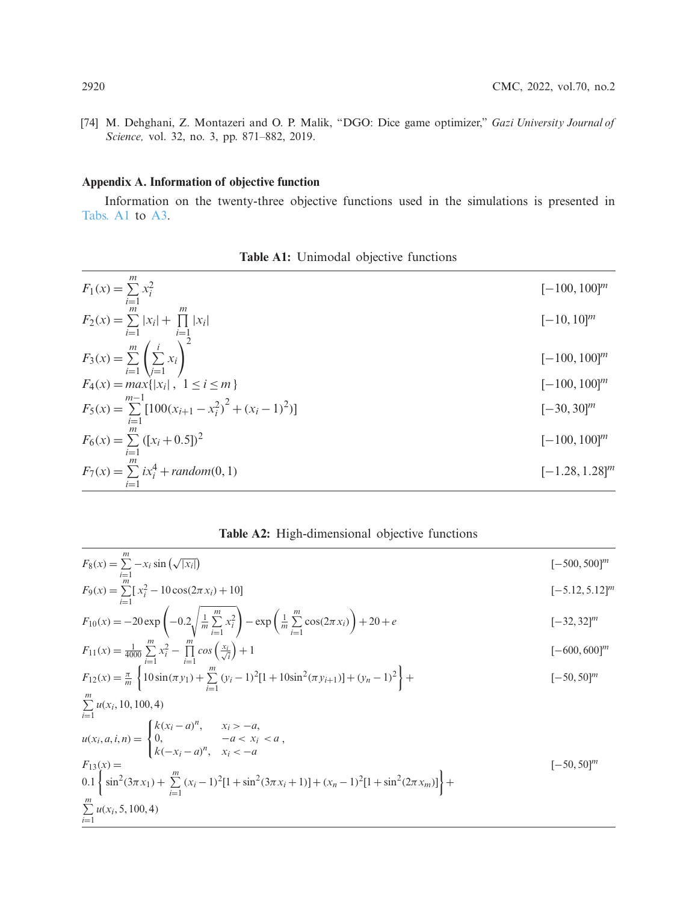[74] M. Dehghani, Z. Montazeri and O. P. Malik, "DGO: Dice game optimizer," *Gazi University Journal of Science,* vol. 32, no. 3, pp. 871–882, 2019.

## Appendix A. Information of objective function

Information on the twenty-three objective functions used in the simulations is presented in Tabs. A1 to A3.

**Table A1:** Unimodal objective functions

| Function | Range |
|---|---|
| $F_1(x) = \sum_{i=1}^{m} x_i^2$ | $[-100, 100]^m$ |
| $F_2(x) = \sum_{i=1}^{m} \|x_i\| + \prod_{i=1}^{m} \|x_i\|$ | $[-10, 10]^m$ |
| $F_3(x) = \sum_{i=1}^{m} \left( \sum_{j=1}^{i} x_i \right)^2$ | $[-100, 100]^m$ |
| $F_4(x) = max\{\|x_i\|,\ 1 \le i \le m\}$ | $[-100, 100]^m$ |
| $F_5(x) = \sum_{i=1}^{m-1} [100(x_{i+1} - x_i^2)^2 + (x_i - 1)^2)]$ | $[-30, 30]^m$ |
| $F_6(x) = \sum_{i=1}^{m} ([x_i + 0.5])^2$ | $[-100, 100]^m$ |
| $F_7(x) = \sum_{i=1}^{m} i x_i^4 + random(0, 1)$ | $[-1.28, 1.28]^m$ |

**Table A2:** High-dimensional objective functions

| Function | Range |
|---|---|
| $F_8(x) = \sum_{i=1}^{m} -x_i \sin\left(\sqrt{\|x_i\|}\right)$ | $[-500, 500]^m$ |
| $F_9(x) = \sum_{i=1}^{m} [\, x_i^2 - 10\cos(2\pi x_i) + 10]$ | $[-5.12, 5.12]^m$ |
| $F_{10}(x) = -20\exp\left(-0.2\sqrt{\frac{1}{m}\sum_{i=1}^{m} x_i^2}\right) - \exp\left(\frac{1}{m}\sum_{i=1}^{m}\cos(2\pi x_i)\right) + 20 + e$ | $[-32, 32]^m$ |
| $F_{11}(x) = \frac{1}{4000}\sum_{i=1}^{m} x_i^2 - \prod_{i=1}^{m} cos\left(\frac{x_i}{\sqrt{i}}\right) + 1$ | $[-600, 600]^m$ |
| $F_{12}(x) = \frac{\pi}{m}\left\{10\sin(\pi y_1) + \sum_{i=1}^{m}(y_i - 1)^2[1 + 10\sin^2(\pi y_{i+1})] + (y_n - 1)^2\right\} + \sum_{i=1}^{m} u(x_i, 10, 100, 4)$ <br> $u(x_i, a, i, n) = \begin{cases} k(x_i - a)^n, & x_i > -a, \\ 0, & -a < x_i < a, \\ k(-x_i - a)^n, & x_i < -a \end{cases}$ | $[-50, 50]^m$ |
| $F_{13}(x) = 0.1\left\{\sin^2(3\pi x_1) + \sum_{i=1}^{m}(x_i - 1)^2[1 + \sin^2(3\pi x_i + 1)] + (x_n - 1)^2[1 + \sin^2(2\pi x_m)]\right\} + \sum_{i=1}^{m} u(x_i, 5, 100, 4)$ | $[-50, 50]^m$ |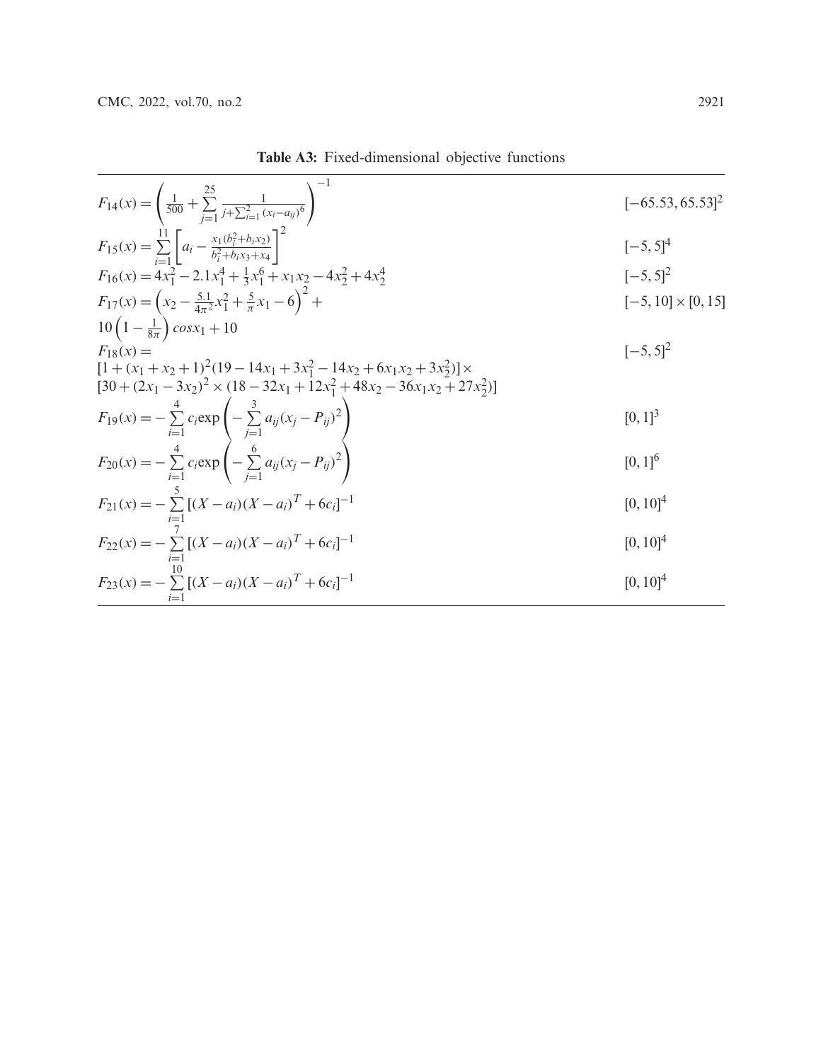**Table A3:** Fixed-dimensional objective functions

| | |
|---|---|
| $F_{14}(x) = \left( \frac{1}{500} + \sum_{j=1}^{25} \frac{1}{j + \sum_{i=1}^{2} (x_i - a_{ij})^6} \right)^{-1}$ | $[-65.53, 65.53]^2$ |
| $F_{15}(x) = \sum_{i=1}^{11} \left[ a_i - \frac{x_1 (b_i^2 + b_i x_2)}{b_i^2 + b_i x_3 + x_4} \right]^2$ | $[-5, 5]^4$ |
| $F_{16}(x) = 4x_1^2 - 2.1x_1^4 + \frac{1}{3}x_1^6 + x_1 x_2 - 4x_2^2 + 4x_2^4$ | $[-5, 5]^2$ |
| $F_{17}(x) = \left( x_2 - \frac{5.1}{4\pi^2} x_1^2 + \frac{5}{\pi} x_1 - 6 \right)^2 +$ $10 \left( 1 - \frac{1}{8\pi} \right) cos x_1 + 10$ | $[-5, 10] \times [0, 15]$ |
| $F_{18}(x) =$ $[1 + (x_1 + x_2 + 1)^2 (19 - 14x_1 + 3x_1^2 - 14x_2 + 6x_1 x_2 + 3x_2^2)] \times$ $[30 + (2x_1 - 3x_2)^2 \times (18 - 32x_1 + 12x_1^2 + 48x_2 - 36x_1 x_2 + 27x_2^2)]$ | $[-5, 5]^2$ |
| $F_{19}(x) = -\sum_{i=1}^{4} c_i \exp \left( -\sum_{j=1}^{3} a_{ij} (x_j - P_{ij})^2 \right)$ | $[0, 1]^3$ |
| $F_{20}(x) = -\sum_{i=1}^{4} c_i \exp \left( -\sum_{j=1}^{6} a_{ij} (x_j - P_{ij})^2 \right)$ | $[0, 1]^6$ |
| $F_{21}(x) = -\sum_{i=1}^{5} [(X - a_i)(X - a_i)^T + 6c_i]^{-1}$ | $[0, 10]^4$ |
| $F_{22}(x) = -\sum_{i=1}^{7} [(X - a_i)(X - a_i)^T + 6c_i]^{-1}$ | $[0, 10]^4$ |
| $F_{23}(x) = -\sum_{i=1}^{10} [(X - a_i)(X - a_i)^T + 6c_i]^{-1}$ | $[0, 10]^4$ |